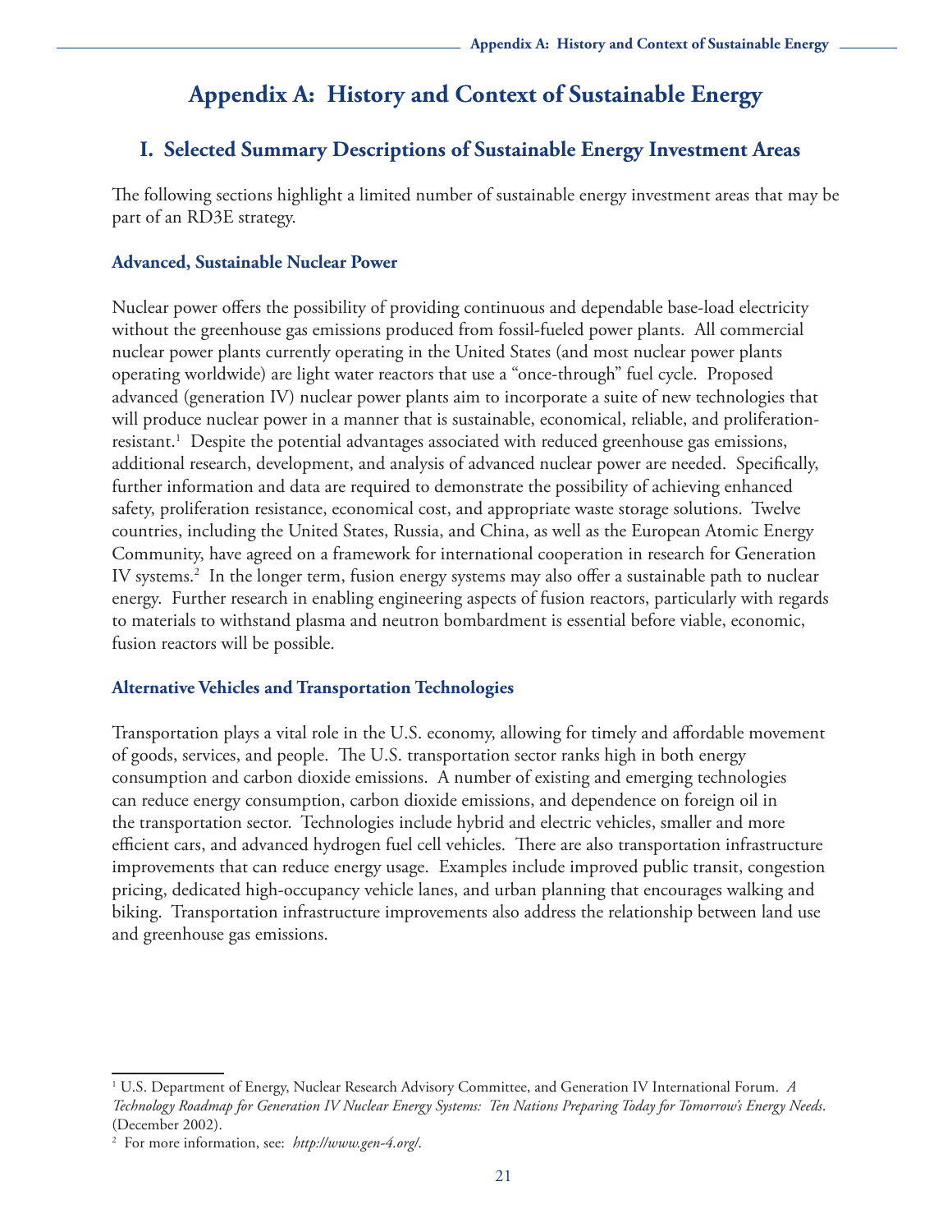# Appendix A: History and Context of Sustainable Energy

## I. Selected Summary Descriptions of Sustainable Energy Investment Areas

The following sections highlight a limited number of sustainable energy investment areas that may be part of an RD3E strategy.

### Advanced, Sustainable Nuclear Power

Nuclear power offers the possibility of providing continuous and dependable base-load electricity without the greenhouse gas emissions produced from fossil-fueled power plants. All commercial nuclear power plants currently operating in the United States (and most nuclear power plants operating worldwide) are light water reactors that use a "once-through" fuel cycle. Proposed advanced (generation IV) nuclear power plants aim to incorporate a suite of new technologies that will produce nuclear power in a manner that is sustainable, economical, reliable, and proliferation-resistant.[1] Despite the potential advantages associated with reduced greenhouse gas emissions, additional research, development, and analysis of advanced nuclear power are needed. Specifically, further information and data are required to demonstrate the possibility of achieving enhanced safety, proliferation resistance, economical cost, and appropriate waste storage solutions. Twelve countries, including the United States, Russia, and China, as well as the European Atomic Energy Community, have agreed on a framework for international cooperation in research for Generation IV systems.[2] In the longer term, fusion energy systems may also offer a sustainable path to nuclear energy. Further research in enabling engineering aspects of fusion reactors, particularly with regards to materials to withstand plasma and neutron bombardment is essential before viable, economic, fusion reactors will be possible.

### Alternative Vehicles and Transportation Technologies

Transportation plays a vital role in the U.S. economy, allowing for timely and affordable movement of goods, services, and people. The U.S. transportation sector ranks high in both energy consumption and carbon dioxide emissions. A number of existing and emerging technologies can reduce energy consumption, carbon dioxide emissions, and dependence on foreign oil in the transportation sector. Technologies include hybrid and electric vehicles, smaller and more efficient cars, and advanced hydrogen fuel cell vehicles. There are also transportation infrastructure improvements that can reduce energy usage. Examples include improved public transit, congestion pricing, dedicated high-occupancy vehicle lanes, and urban planning that encourages walking and biking. Transportation infrastructure improvements also address the relationship between land use and greenhouse gas emissions.

---

[1] U.S. Department of Energy, Nuclear Research Advisory Committee, and Generation IV International Forum. *A Technology Roadmap for Generation IV Nuclear Energy Systems: Ten Nations Preparing Today for Tomorrow's Energy Needs*. (December 2002).

[2] For more information, see: *http://www.gen-4.org/*.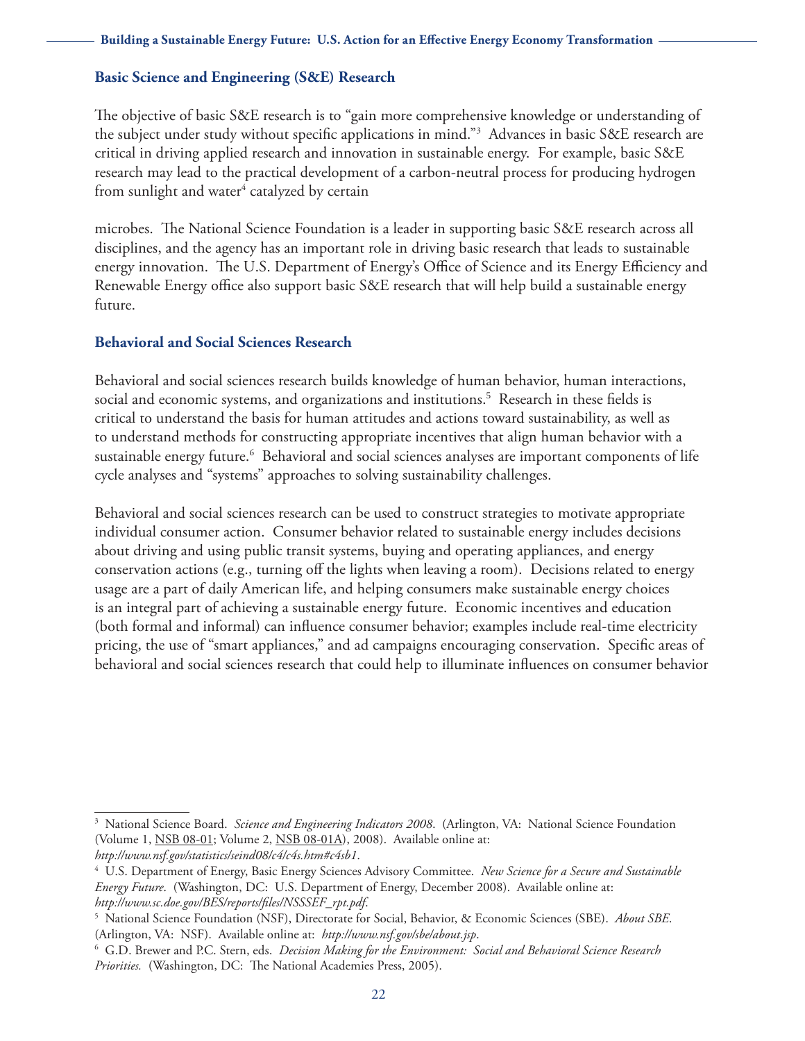### Basic Science and Engineering (S&E) Research

The objective of basic S&E research is to "gain more comprehensive knowledge or understanding of the subject under study without specific applications in mind."[3] Advances in basic S&E research are critical in driving applied research and innovation in sustainable energy. For example, basic S&E research may lead to the practical development of a carbon-neutral process for producing hydrogen from sunlight and water[4] catalyzed by certain microbes. The National Science Foundation is a leader in supporting basic S&E research across all disciplines, and the agency has an important role in driving basic research that leads to sustainable energy innovation. The U.S. Department of Energy's Office of Science and its Energy Efficiency and Renewable Energy office also support basic S&E research that will help build a sustainable energy future.

### Behavioral and Social Sciences Research

Behavioral and social sciences research builds knowledge of human behavior, human interactions, social and economic systems, and organizations and institutions.[5] Research in these fields is critical to understand the basis for human attitudes and actions toward sustainability, as well as to understand methods for constructing appropriate incentives that align human behavior with a sustainable energy future.[6] Behavioral and social sciences analyses are important components of life cycle analyses and "systems" approaches to solving sustainability challenges.

Behavioral and social sciences research can be used to construct strategies to motivate appropriate individual consumer action. Consumer behavior related to sustainable energy includes decisions about driving and using public transit systems, buying and operating appliances, and energy conservation actions (e.g., turning off the lights when leaving a room). Decisions related to energy usage are a part of daily American life, and helping consumers make sustainable energy choices is an integral part of achieving a sustainable energy future. Economic incentives and education (both formal and informal) can influence consumer behavior; examples include real-time electricity pricing, the use of "smart appliances," and ad campaigns encouraging conservation. Specific areas of behavioral and social sciences research that could help to illuminate influences on consumer behavior

---

[3] National Science Board. *Science and Engineering Indicators 2008*. (Arlington, VA: National Science Foundation (Volume 1, NSB 08-01; Volume 2, NSB 08-01A), 2008). Available online at: *http://www.nsf.gov/statistics/seind08/c4/c4s.htm#c4sb1*.

[4] U.S. Department of Energy, Basic Energy Sciences Advisory Committee. *New Science for a Secure and Sustainable Energy Future*. (Washington, DC: U.S. Department of Energy, December 2008). Available online at: *http://www.sc.doe.gov/BES/reports/files/NSSSEF_rpt.pdf*.

[5] National Science Foundation (NSF), Directorate for Social, Behavior, & Economic Sciences (SBE). *About SBE*. (Arlington, VA: NSF). Available online at: *http://www.nsf.gov/sbe/about.jsp*.

[6] G.D. Brewer and P.C. Stern, eds. *Decision Making for the Environment: Social and Behavioral Science Research Priorities.* (Washington, DC: The National Academies Press, 2005).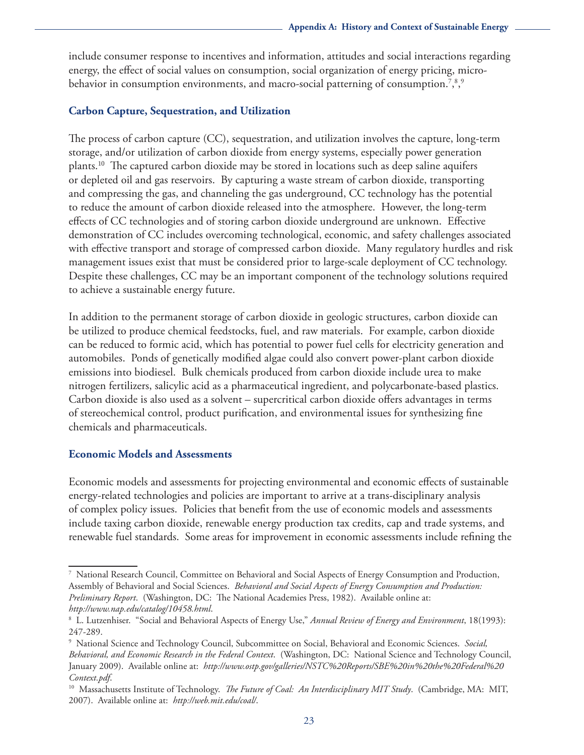include consumer response to incentives and information, attitudes and social interactions regarding energy, the effect of social values on consumption, social organization of energy pricing, micro-behavior in consumption environments, and macro-social patterning of consumption.[7],[8],[9]

### Carbon Capture, Sequestration, and Utilization

The process of carbon capture (CC), sequestration, and utilization involves the capture, long-term storage, and/or utilization of carbon dioxide from energy systems, especially power generation plants.[10] The captured carbon dioxide may be stored in locations such as deep saline aquifers or depleted oil and gas reservoirs. By capturing a waste stream of carbon dioxide, transporting and compressing the gas, and channeling the gas underground, CC technology has the potential to reduce the amount of carbon dioxide released into the atmosphere. However, the long-term effects of CC technologies and of storing carbon dioxide underground are unknown. Effective demonstration of CC includes overcoming technological, economic, and safety challenges associated with effective transport and storage of compressed carbon dioxide. Many regulatory hurdles and risk management issues exist that must be considered prior to large-scale deployment of CC technology. Despite these challenges, CC may be an important component of the technology solutions required to achieve a sustainable energy future.

In addition to the permanent storage of carbon dioxide in geologic structures, carbon dioxide can be utilized to produce chemical feedstocks, fuel, and raw materials. For example, carbon dioxide can be reduced to formic acid, which has potential to power fuel cells for electricity generation and automobiles. Ponds of genetically modified algae could also convert power-plant carbon dioxide emissions into biodiesel. Bulk chemicals produced from carbon dioxide include urea to make nitrogen fertilizers, salicylic acid as a pharmaceutical ingredient, and polycarbonate-based plastics. Carbon dioxide is also used as a solvent – supercritical carbon dioxide offers advantages in terms of stereochemical control, product purification, and environmental issues for synthesizing fine chemicals and pharmaceuticals.

### Economic Models and Assessments

Economic models and assessments for projecting environmental and economic effects of sustainable energy-related technologies and policies are important to arrive at a trans-disciplinary analysis of complex policy issues. Policies that benefit from the use of economic models and assessments include taxing carbon dioxide, renewable energy production tax credits, cap and trade systems, and renewable fuel standards. Some areas for improvement in economic assessments include refining the

---

[7] National Research Council, Committee on Behavioral and Social Aspects of Energy Consumption and Production, Assembly of Behavioral and Social Sciences. *Behavioral and Social Aspects of Energy Consumption and Production: Preliminary Report*. (Washington, DC: The National Academies Press, 1982). Available online at: *http://www.nap.edu/catalog/10458.html*.

[8] L. Lutzenhiser. "Social and Behavioral Aspects of Energy Use," *Annual Review of Energy and Environment*, 18(1993): 247-289.

[9] National Science and Technology Council, Subcommittee on Social, Behavioral and Economic Sciences. *Social, Behavioral, and Economic Research in the Federal Context*. (Washington, DC: National Science and Technology Council, January 2009). Available online at: *http://www.ostp.gov/galleries/NSTC%20Reports/SBE%20in%20the%20Federal%20Context.pdf*.

[10] Massachusetts Institute of Technology. *The Future of Coal: An Interdisciplinary MIT Study*. (Cambridge, MA: MIT, 2007). Available online at: *http://web.mit.edu/coal/*.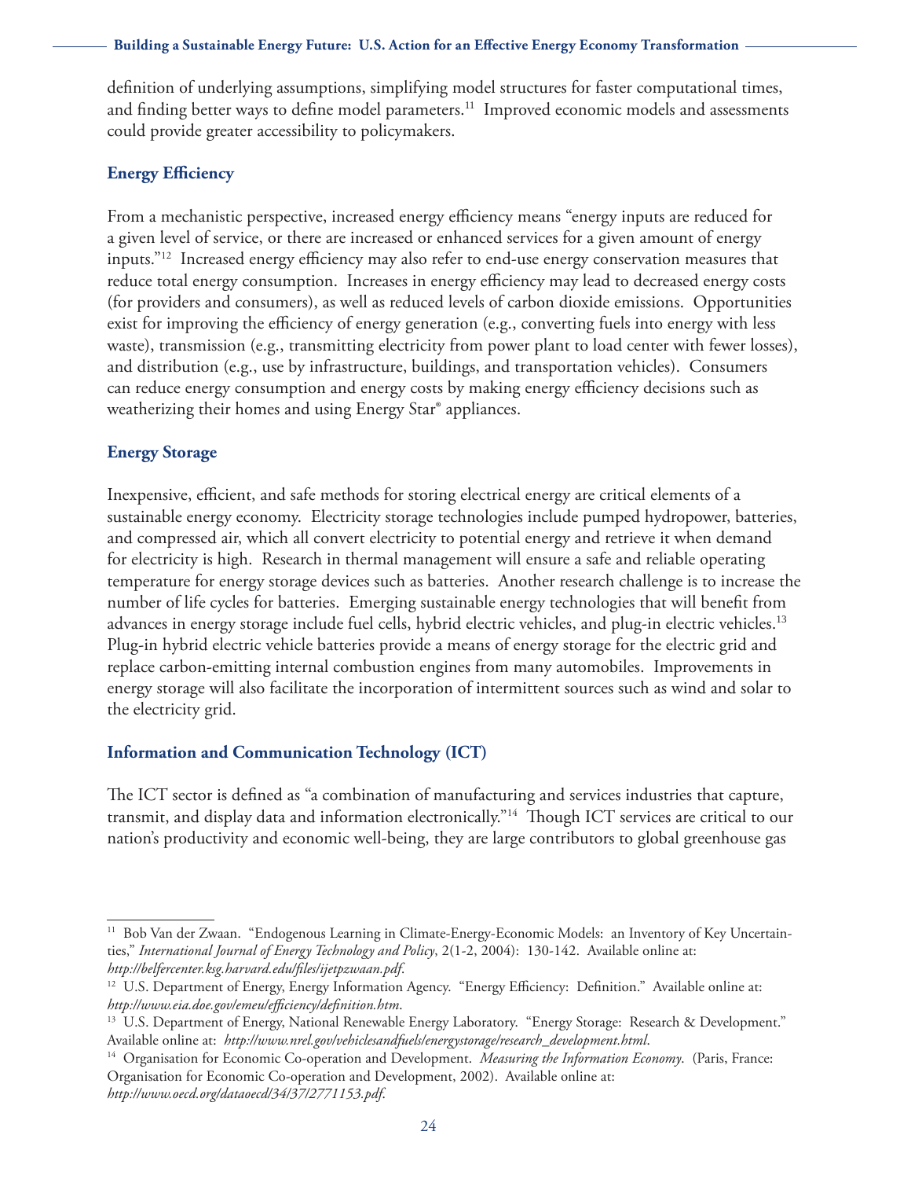definition of underlying assumptions, simplifying model structures for faster computational times, and finding better ways to define model parameters.[11] Improved economic models and assessments could provide greater accessibility to policymakers.

### Energy Efficiency

From a mechanistic perspective, increased energy efficiency means "energy inputs are reduced for a given level of service, or there are increased or enhanced services for a given amount of energy inputs."[12] Increased energy efficiency may also refer to end-use energy conservation measures that reduce total energy consumption. Increases in energy efficiency may lead to decreased energy costs (for providers and consumers), as well as reduced levels of carbon dioxide emissions. Opportunities exist for improving the efficiency of energy generation (e.g., converting fuels into energy with less waste), transmission (e.g., transmitting electricity from power plant to load center with fewer losses), and distribution (e.g., use by infrastructure, buildings, and transportation vehicles). Consumers can reduce energy consumption and energy costs by making energy efficiency decisions such as weatherizing their homes and using Energy Star® appliances.

### Energy Storage

Inexpensive, efficient, and safe methods for storing electrical energy are critical elements of a sustainable energy economy. Electricity storage technologies include pumped hydropower, batteries, and compressed air, which all convert electricity to potential energy and retrieve it when demand for electricity is high. Research in thermal management will ensure a safe and reliable operating temperature for energy storage devices such as batteries. Another research challenge is to increase the number of life cycles for batteries. Emerging sustainable energy technologies that will benefit from advances in energy storage include fuel cells, hybrid electric vehicles, and plug-in electric vehicles.[13] Plug-in hybrid electric vehicle batteries provide a means of energy storage for the electric grid and replace carbon-emitting internal combustion engines from many automobiles. Improvements in energy storage will also facilitate the incorporation of intermittent sources such as wind and solar to the electricity grid.

### Information and Communication Technology (ICT)

The ICT sector is defined as "a combination of manufacturing and services industries that capture, transmit, and display data and information electronically."[14] Though ICT services are critical to our nation's productivity and economic well-being, they are large contributors to global greenhouse gas

---

[11] Bob Van der Zwaan. "Endogenous Learning in Climate-Energy-Economic Models: an Inventory of Key Uncertainties," *International Journal of Energy Technology and Policy*, 2(1-2, 2004): 130-142. Available online at: *http://belfercenter.ksg.harvard.edu/files/ijetpzwaan.pdf*.

[12] U.S. Department of Energy, Energy Information Agency. "Energy Efficiency: Definition." Available online at: *http://www.eia.doe.gov/emeu/efficiency/definition.htm*.

[13] U.S. Department of Energy, National Renewable Energy Laboratory. "Energy Storage: Research & Development." Available online at: *http://www.nrel.gov/vehiclesandfuels/energystorage/research_development.html*.

[14] Organisation for Economic Co-operation and Development. *Measuring the Information Economy*. (Paris, France: Organisation for Economic Co-operation and Development, 2002). Available online at: *http://www.oecd.org/dataoecd/34/37/2771153.pdf*.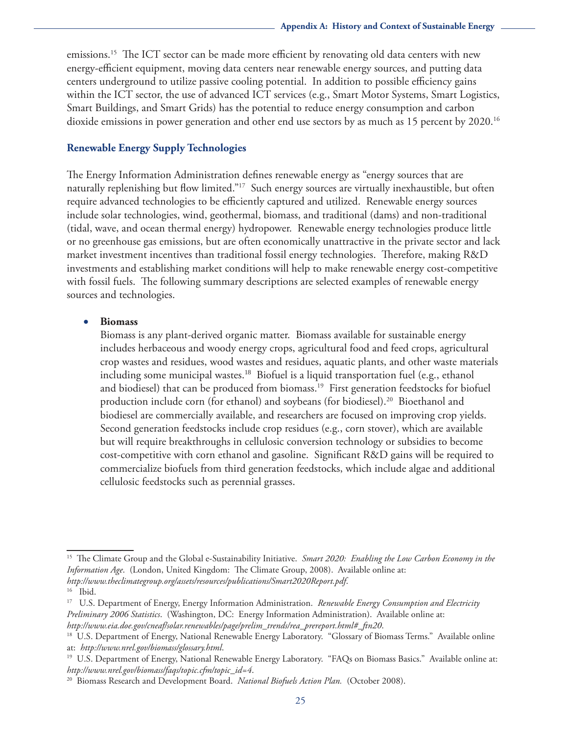emissions.[15] The ICT sector can be made more efficient by renovating old data centers with new energy-efficient equipment, moving data centers near renewable energy sources, and putting data centers underground to utilize passive cooling potential. In addition to possible efficiency gains within the ICT sector, the use of advanced ICT services (e.g., Smart Motor Systems, Smart Logistics, Smart Buildings, and Smart Grids) has the potential to reduce energy consumption and carbon dioxide emissions in power generation and other end use sectors by as much as 15 percent by 2020.[16]

## Renewable Energy Supply Technologies

The Energy Information Administration defines renewable energy as "energy sources that are naturally replenishing but flow limited."[17] Such energy sources are virtually inexhaustible, but often require advanced technologies to be efficiently captured and utilized. Renewable energy sources include solar technologies, wind, geothermal, biomass, and traditional (dams) and non-traditional (tidal, wave, and ocean thermal energy) hydropower. Renewable energy technologies produce little or no greenhouse gas emissions, but are often economically unattractive in the private sector and lack market investment incentives than traditional fossil energy technologies. Therefore, making R&D investments and establishing market conditions will help to make renewable energy cost-competitive with fossil fuels. The following summary descriptions are selected examples of renewable energy sources and technologies.

- **Biomass**

  Biomass is any plant-derived organic matter. Biomass available for sustainable energy includes herbaceous and woody energy crops, agricultural food and feed crops, agricultural crop wastes and residues, wood wastes and residues, aquatic plants, and other waste materials including some municipal wastes.[18] Biofuel is a liquid transportation fuel (e.g., ethanol and biodiesel) that can be produced from biomass.[19] First generation feedstocks for biofuel production include corn (for ethanol) and soybeans (for biodiesel).[20] Bioethanol and biodiesel are commercially available, and researchers are focused on improving crop yields. Second generation feedstocks include crop residues (e.g., corn stover), which are available but will require breakthroughs in cellulosic conversion technology or subsidies to become cost-competitive with corn ethanol and gasoline. Significant R&D gains will be required to commercialize biofuels from third generation feedstocks, which include algae and additional cellulosic feedstocks such as perennial grasses.

---

[15] The Climate Group and the Global e-Sustainability Initiative. *Smart 2020: Enabling the Low Carbon Economy in the Information Age*. (London, United Kingdom: The Climate Group, 2008). Available online at: *http://www.theclimategroup.org/assets/resources/publications/Smart2020Report.pdf*.

[16] Ibid.

[17] U.S. Department of Energy, Energy Information Administration. *Renewable Energy Consumption and Electricity Preliminary 2006 Statistics*. (Washington, DC: Energy Information Administration). Available online at: *http://www.eia.doe.gov/cneaf/solar.renewables/page/prelim_trends/rea_prereport.html#_ftn20*.

[18] U.S. Department of Energy, National Renewable Energy Laboratory. "Glossary of Biomass Terms." Available online at: *http://www.nrel.gov/biomass/glossary.html*.

[19] U.S. Department of Energy, National Renewable Energy Laboratory. "FAQs on Biomass Basics." Available online at: *http://www.nrel.gov/biomass/faqs/topic.cfm/topic_id=4*.

[20] Biomass Research and Development Board. *National Biofuels Action Plan.* (October 2008).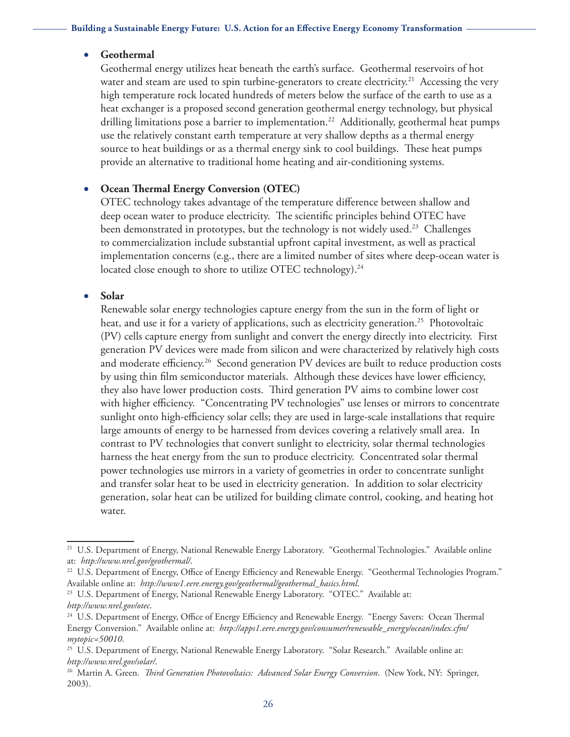- **Geothermal**

  Geothermal energy utilizes heat beneath the earth's surface. Geothermal reservoirs of hot water and steam are used to spin turbine-generators to create electricity.[21] Accessing the very high temperature rock located hundreds of meters below the surface of the earth to use as a heat exchanger is a proposed second generation geothermal energy technology, but physical drilling limitations pose a barrier to implementation.[22] Additionally, geothermal heat pumps use the relatively constant earth temperature at very shallow depths as a thermal energy source to heat buildings or as a thermal energy sink to cool buildings. These heat pumps provide an alternative to traditional home heating and air-conditioning systems.

- **Ocean Thermal Energy Conversion (OTEC)**

  OTEC technology takes advantage of the temperature difference between shallow and deep ocean water to produce electricity. The scientific principles behind OTEC have been demonstrated in prototypes, but the technology is not widely used.[23] Challenges to commercialization include substantial upfront capital investment, as well as practical implementation concerns (e.g., there are a limited number of sites where deep-ocean water is located close enough to shore to utilize OTEC technology).[24]

- **Solar**

  Renewable solar energy technologies capture energy from the sun in the form of light or heat, and use it for a variety of applications, such as electricity generation.[25] Photovoltaic (PV) cells capture energy from sunlight and convert the energy directly into electricity. First generation PV devices were made from silicon and were characterized by relatively high costs and moderate efficiency.[26] Second generation PV devices are built to reduce production costs by using thin film semiconductor materials. Although these devices have lower efficiency, they also have lower production costs. Third generation PV aims to combine lower cost with higher efficiency. "Concentrating PV technologies" use lenses or mirrors to concentrate sunlight onto high-efficiency solar cells; they are used in large-scale installations that require large amounts of energy to be harnessed from devices covering a relatively small area. In contrast to PV technologies that convert sunlight to electricity, solar thermal technologies harness the heat energy from the sun to produce electricity. Concentrated solar thermal power technologies use mirrors in a variety of geometries in order to concentrate sunlight and transfer solar heat to be used in electricity generation. In addition to solar electricity generation, solar heat can be utilized for building climate control, cooking, and heating hot water.

---

[21] U.S. Department of Energy, National Renewable Energy Laboratory. "Geothermal Technologies." Available online at: *http://www.nrel.gov/geothermal/*.

[22] U.S. Department of Energy, Office of Energy Efficiency and Renewable Energy. "Geothermal Technologies Program." Available online at: *http://www1.eere.energy.gov/geothermal/geothermal_basics.html*.

[23] U.S. Department of Energy, National Renewable Energy Laboratory. "OTEC." Available at: *http://www.nrel.gov/otec*.

[24] U.S. Department of Energy, Office of Energy Efficiency and Renewable Energy. "Energy Savers: Ocean Thermal Energy Conversion." Available online at: *http://apps1.eere.energy.gov/consumer/renewable_energy/ocean/index.cfm/mytopic=50010*.

[25] U.S. Department of Energy, National Renewable Energy Laboratory. "Solar Research." Available online at: *http://www.nrel.gov/solar/*.

[26] Martin A. Green. *Third Generation Photovoltaics: Advanced Solar Energy Conversion*. (New York, NY: Springer, 2003).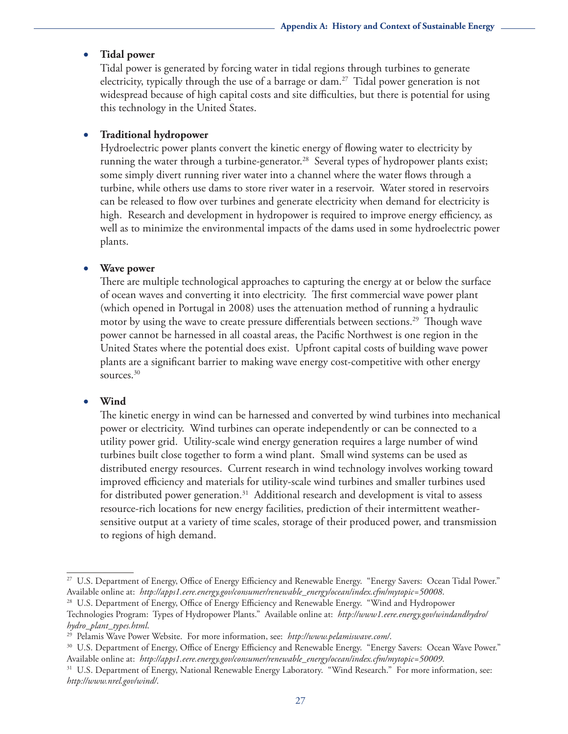- **Tidal power**

  Tidal power is generated by forcing water in tidal regions through turbines to generate electricity, typically through the use of a barrage or dam.[27] Tidal power generation is not widespread because of high capital costs and site difficulties, but there is potential for using this technology in the United States.

- **Traditional hydropower**

  Hydroelectric power plants convert the kinetic energy of flowing water to electricity by running the water through a turbine-generator.[28] Several types of hydropower plants exist; some simply divert running river water into a channel where the water flows through a turbine, while others use dams to store river water in a reservoir. Water stored in reservoirs can be released to flow over turbines and generate electricity when demand for electricity is high. Research and development in hydropower is required to improve energy efficiency, as well as to minimize the environmental impacts of the dams used in some hydroelectric power plants.

- **Wave power**

  There are multiple technological approaches to capturing the energy at or below the surface of ocean waves and converting it into electricity. The first commercial wave power plant (which opened in Portugal in 2008) uses the attenuation method of running a hydraulic motor by using the wave to create pressure differentials between sections.[29] Though wave power cannot be harnessed in all coastal areas, the Pacific Northwest is one region in the United States where the potential does exist. Upfront capital costs of building wave power plants are a significant barrier to making wave energy cost-competitive with other energy sources.[30]

- **Wind**

  The kinetic energy in wind can be harnessed and converted by wind turbines into mechanical power or electricity. Wind turbines can operate independently or can be connected to a utility power grid. Utility-scale wind energy generation requires a large number of wind turbines built close together to form a wind plant. Small wind systems can be used as distributed energy resources. Current research in wind technology involves working toward improved efficiency and materials for utility-scale wind turbines and smaller turbines used for distributed power generation.[31] Additional research and development is vital to assess resource-rich locations for new energy facilities, prediction of their intermittent weather-sensitive output at a variety of time scales, storage of their produced power, and transmission to regions of high demand.

---

[27] U.S. Department of Energy, Office of Energy Efficiency and Renewable Energy. "Energy Savers: Ocean Tidal Power." Available online at: *http://apps1.eere.energy.gov/consumer/renewable_energy/ocean/index.cfm/mytopic=50008*.

[28] U.S. Department of Energy, Office of Energy Efficiency and Renewable Energy. "Wind and Hydropower Technologies Program: Types of Hydropower Plants." Available online at: *http://www1.eere.energy.gov/windandhydro/hydro_plant_types.html*.

[29] Pelamis Wave Power Website. For more information, see: *http://www.pelamiswave.com/*.

[30] U.S. Department of Energy, Office of Energy Efficiency and Renewable Energy. "Energy Savers: Ocean Wave Power." Available online at: *http://apps1.eere.energy.gov/consumer/renewable_energy/ocean/index.cfm/mytopic=50009*.

[31] U.S. Department of Energy, National Renewable Energy Laboratory. "Wind Research." For more information, see: *http://www.nrel.gov/wind/*.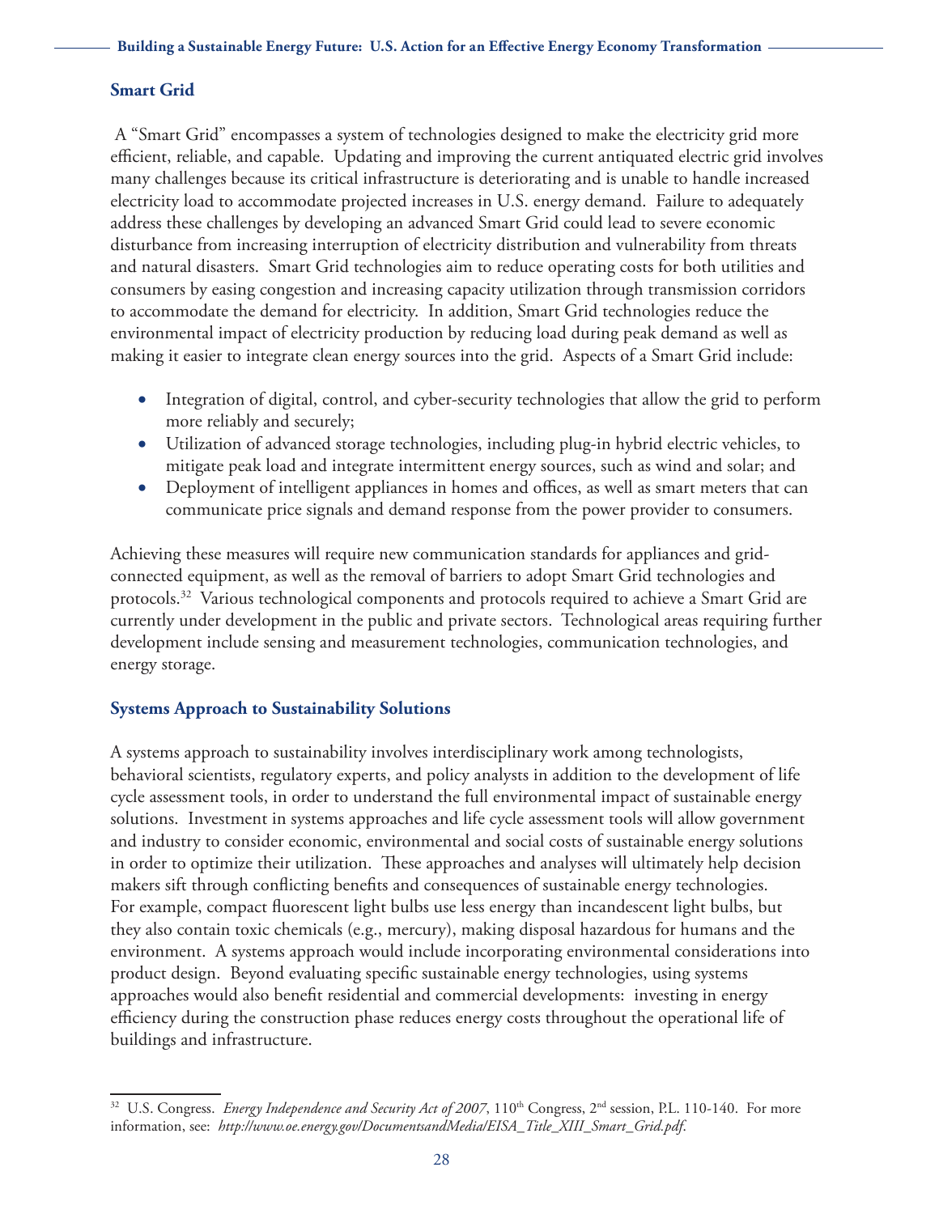### Smart Grid

A "Smart Grid" encompasses a system of technologies designed to make the electricity grid more efficient, reliable, and capable. Updating and improving the current antiquated electric grid involves many challenges because its critical infrastructure is deteriorating and is unable to handle increased electricity load to accommodate projected increases in U.S. energy demand. Failure to adequately address these challenges by developing an advanced Smart Grid could lead to severe economic disturbance from increasing interruption of electricity distribution and vulnerability from threats and natural disasters. Smart Grid technologies aim to reduce operating costs for both utilities and consumers by easing congestion and increasing capacity utilization through transmission corridors to accommodate the demand for electricity. In addition, Smart Grid technologies reduce the environmental impact of electricity production by reducing load during peak demand as well as making it easier to integrate clean energy sources into the grid. Aspects of a Smart Grid include:

- Integration of digital, control, and cyber-security technologies that allow the grid to perform more reliably and securely;
- Utilization of advanced storage technologies, including plug-in hybrid electric vehicles, to mitigate peak load and integrate intermittent energy sources, such as wind and solar; and
- Deployment of intelligent appliances in homes and offices, as well as smart meters that can communicate price signals and demand response from the power provider to consumers.

Achieving these measures will require new communication standards for appliances and grid-connected equipment, as well as the removal of barriers to adopt Smart Grid technologies and protocols.[32] Various technological components and protocols required to achieve a Smart Grid are currently under development in the public and private sectors. Technological areas requiring further development include sensing and measurement technologies, communication technologies, and energy storage.

### Systems Approach to Sustainability Solutions

A systems approach to sustainability involves interdisciplinary work among technologists, behavioral scientists, regulatory experts, and policy analysts in addition to the development of life cycle assessment tools, in order to understand the full environmental impact of sustainable energy solutions. Investment in systems approaches and life cycle assessment tools will allow government and industry to consider economic, environmental and social costs of sustainable energy solutions in order to optimize their utilization. These approaches and analyses will ultimately help decision makers sift through conflicting benefits and consequences of sustainable energy technologies. For example, compact fluorescent light bulbs use less energy than incandescent light bulbs, but they also contain toxic chemicals (e.g., mercury), making disposal hazardous for humans and the environment. A systems approach would include incorporating environmental considerations into product design. Beyond evaluating specific sustainable energy technologies, using systems approaches would also benefit residential and commercial developments: investing in energy efficiency during the construction phase reduces energy costs throughout the operational life of buildings and infrastructure.

---

[32] U.S. Congress. *Energy Independence and Security Act of 2007*, 110th Congress, 2nd session, P.L. 110-140. For more information, see: *http://www.oe.energy.gov/DocumentsandMedia/EISA_Title_XIII_Smart_Grid.pdf.*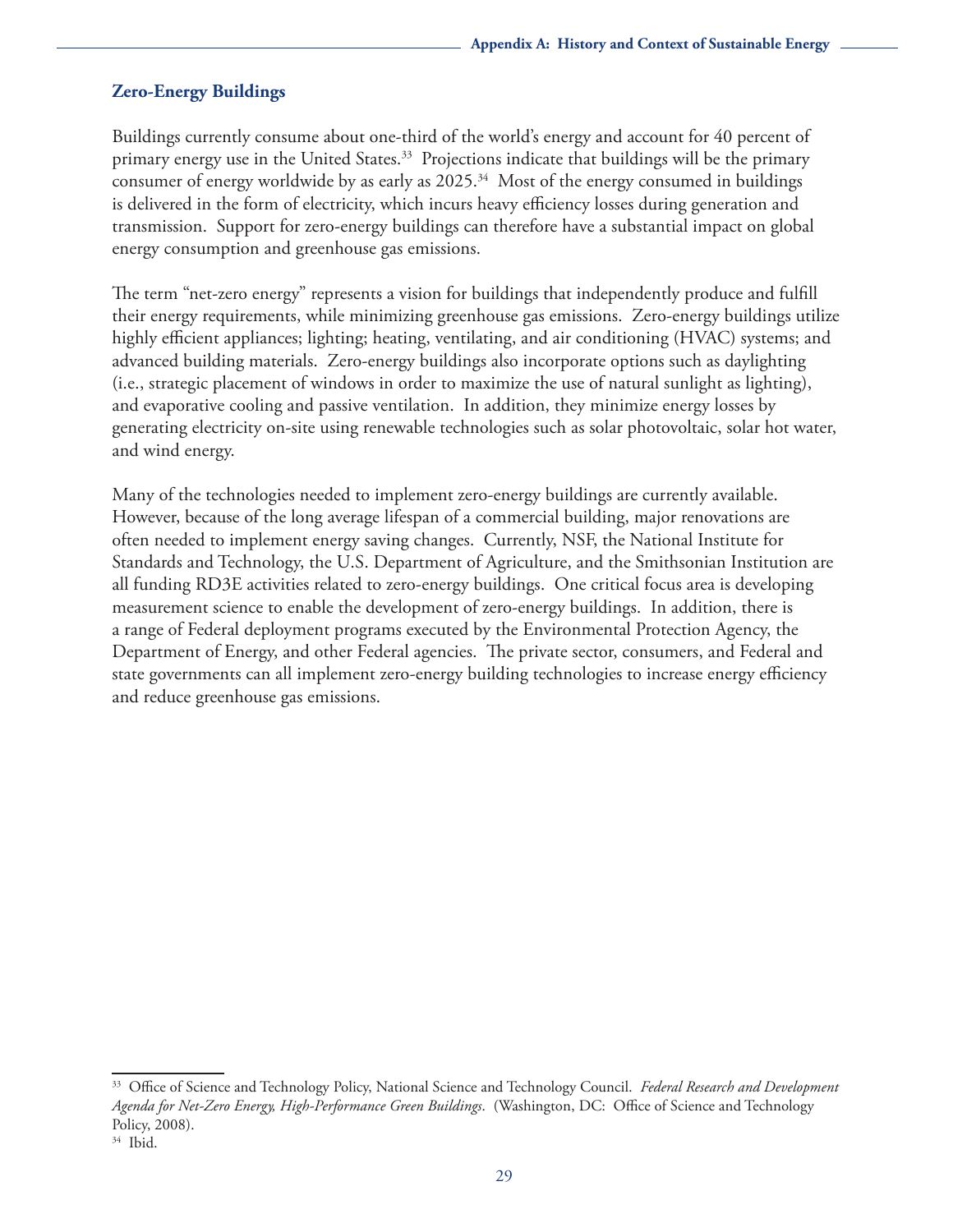## Zero-Energy Buildings

Buildings currently consume about one-third of the world's energy and account for 40 percent of primary energy use in the United States.[33] Projections indicate that buildings will be the primary consumer of energy worldwide by as early as 2025.[34] Most of the energy consumed in buildings is delivered in the form of electricity, which incurs heavy efficiency losses during generation and transmission. Support for zero-energy buildings can therefore have a substantial impact on global energy consumption and greenhouse gas emissions.

The term "net-zero energy" represents a vision for buildings that independently produce and fulfill their energy requirements, while minimizing greenhouse gas emissions. Zero-energy buildings utilize highly efficient appliances; lighting; heating, ventilating, and air conditioning (HVAC) systems; and advanced building materials. Zero-energy buildings also incorporate options such as daylighting (i.e., strategic placement of windows in order to maximize the use of natural sunlight as lighting), and evaporative cooling and passive ventilation. In addition, they minimize energy losses by generating electricity on-site using renewable technologies such as solar photovoltaic, solar hot water, and wind energy.

Many of the technologies needed to implement zero-energy buildings are currently available. However, because of the long average lifespan of a commercial building, major renovations are often needed to implement energy saving changes. Currently, NSF, the National Institute for Standards and Technology, the U.S. Department of Agriculture, and the Smithsonian Institution are all funding RD3E activities related to zero-energy buildings. One critical focus area is developing measurement science to enable the development of zero-energy buildings. In addition, there is a range of Federal deployment programs executed by the Environmental Protection Agency, the Department of Energy, and other Federal agencies. The private sector, consumers, and Federal and state governments can all implement zero-energy building technologies to increase energy efficiency and reduce greenhouse gas emissions.

---

[33] Office of Science and Technology Policy, National Science and Technology Council. *Federal Research and Development Agenda for Net-Zero Energy, High-Performance Green Buildings*. (Washington, DC: Office of Science and Technology Policy, 2008).

[34] Ibid.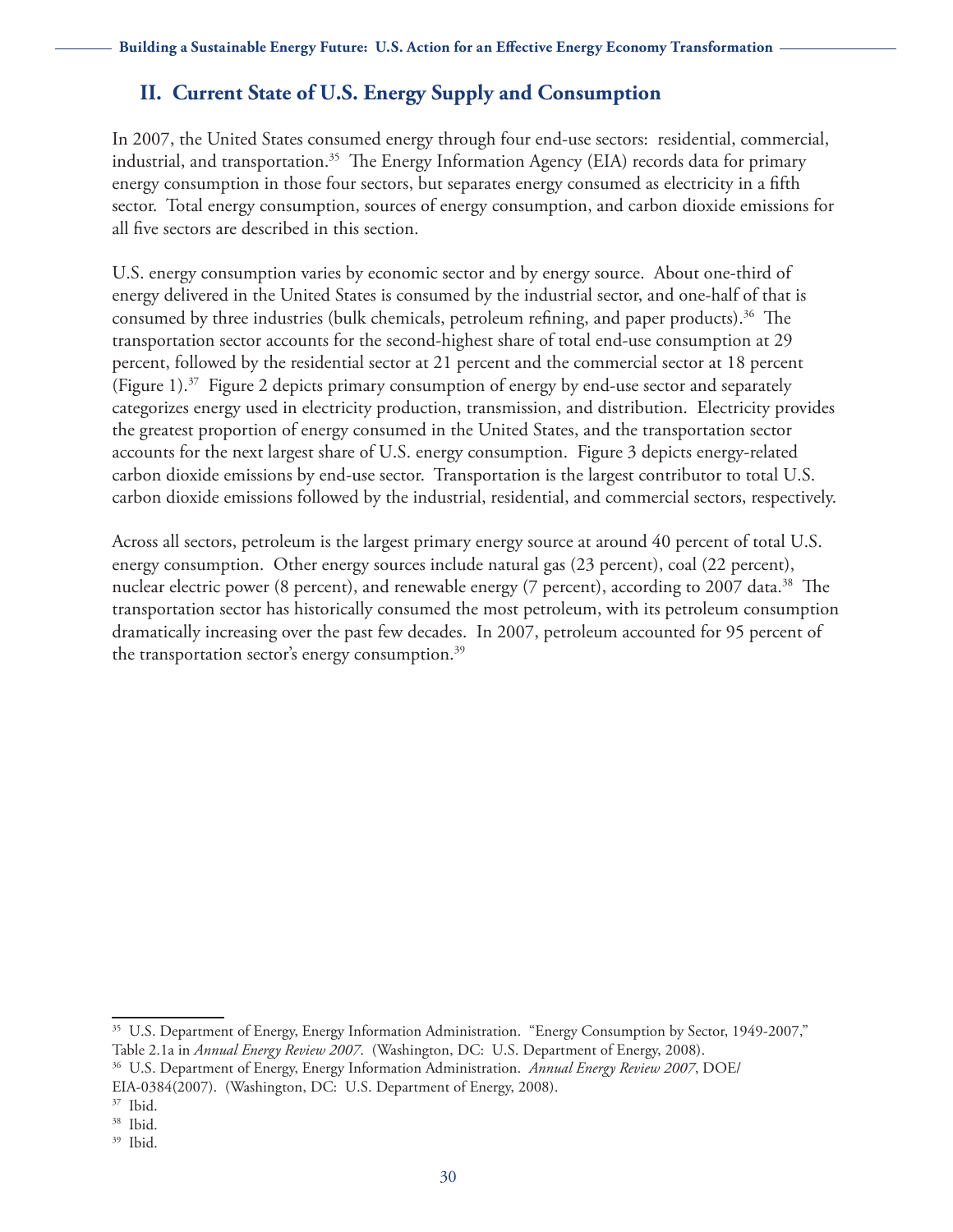## II. Current State of U.S. Energy Supply and Consumption

In 2007, the United States consumed energy through four end-use sectors: residential, commercial, industrial, and transportation.[35] The Energy Information Agency (EIA) records data for primary energy consumption in those four sectors, but separates energy consumed as electricity in a fifth sector. Total energy consumption, sources of energy consumption, and carbon dioxide emissions for all five sectors are described in this section.

U.S. energy consumption varies by economic sector and by energy source. About one-third of energy delivered in the United States is consumed by the industrial sector, and one-half of that is consumed by three industries (bulk chemicals, petroleum refining, and paper products).[36] The transportation sector accounts for the second-highest share of total end-use consumption at 29 percent, followed by the residential sector at 21 percent and the commercial sector at 18 percent (Figure 1).[37] Figure 2 depicts primary consumption of energy by end-use sector and separately categorizes energy used in electricity production, transmission, and distribution. Electricity provides the greatest proportion of energy consumed in the United States, and the transportation sector accounts for the next largest share of U.S. energy consumption. Figure 3 depicts energy-related carbon dioxide emissions by end-use sector. Transportation is the largest contributor to total U.S. carbon dioxide emissions followed by the industrial, residential, and commercial sectors, respectively.

Across all sectors, petroleum is the largest primary energy source at around 40 percent of total U.S. energy consumption. Other energy sources include natural gas (23 percent), coal (22 percent), nuclear electric power (8 percent), and renewable energy (7 percent), according to 2007 data.[38] The transportation sector has historically consumed the most petroleum, with its petroleum consumption dramatically increasing over the past few decades. In 2007, petroleum accounted for 95 percent of the transportation sector's energy consumption.[39]

---

[35] U.S. Department of Energy, Energy Information Administration. "Energy Consumption by Sector, 1949-2007," Table 2.1a in *Annual Energy Review 2007*. (Washington, DC: U.S. Department of Energy, 2008).

[36] U.S. Department of Energy, Energy Information Administration. *Annual Energy Review 2007*, DOE/EIA-0384(2007). (Washington, DC: U.S. Department of Energy, 2008).

[37] Ibid.

[38] Ibid.

[39] Ibid.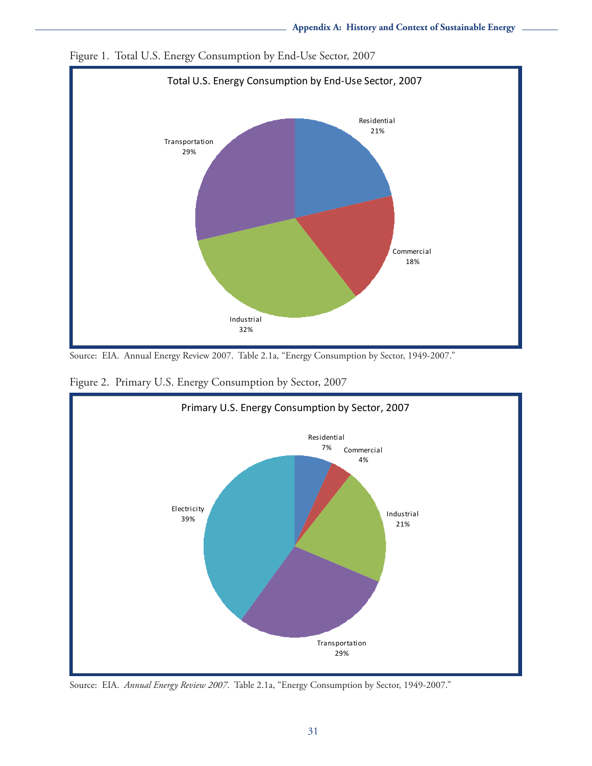Figure 1. Total U.S. Energy Consumption by End-Use Sector, 2007

**Total U.S. Energy Consumption by End-Use Sector, 2007**

| Sector | Share |
|---|---|
| Residential | 21% |
| Commercial | 18% |
| Industrial | 32% |
| Transportation | 29% |

Source: EIA. Annual Energy Review 2007. Table 2.1a, "Energy Consumption by Sector, 1949-2007."

Figure 2. Primary U.S. Energy Consumption by Sector, 2007

**Primary U.S. Energy Consumption by Sector, 2007**

| Sector | Share |
|---|---|
| Residential | 7% |
| Commercial | 4% |
| Industrial | 21% |
| Transportation | 29% |
| Electricity | 39% |

Source: EIA. *Annual Energy Review 2007*. Table 2.1a, "Energy Consumption by Sector, 1949-2007."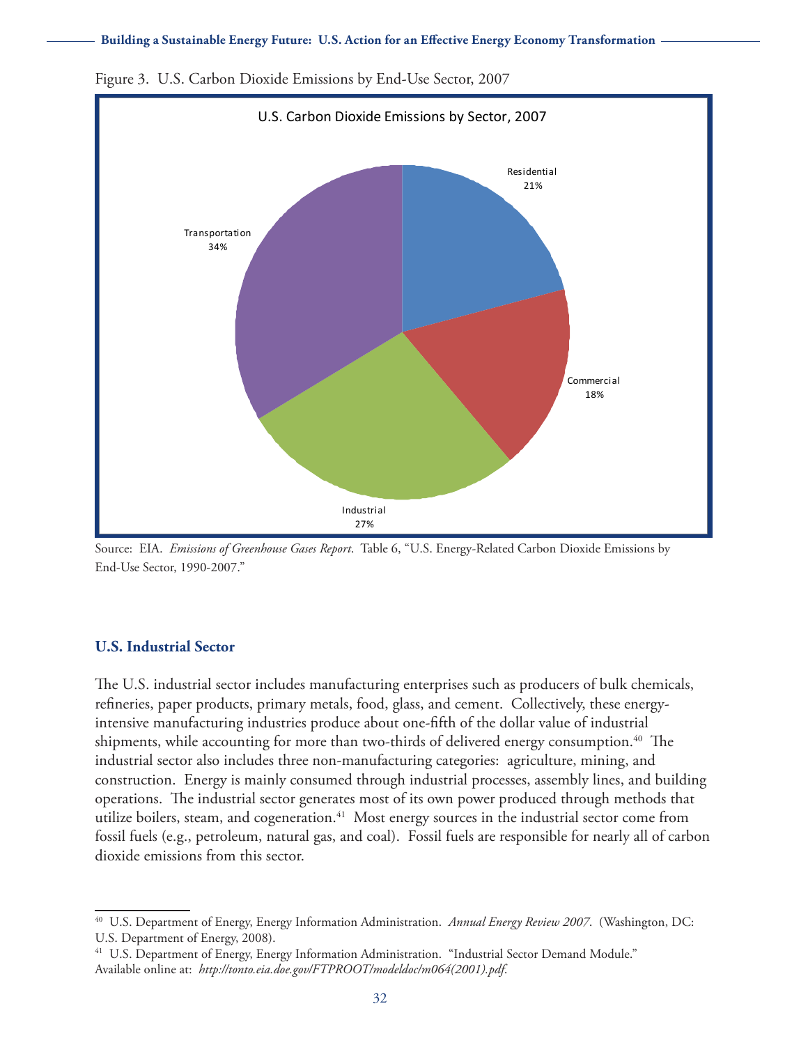Figure 3. U.S. Carbon Dioxide Emissions by End-Use Sector, 2007

U.S. Carbon Dioxide Emissions by Sector, 2007

| Sector | Share |
|---|---|
| Residential | 21% |
| Commercial | 18% |
| Industrial | 27% |
| Transportation | 34% |

Source: EIA. *Emissions of Greenhouse Gases Report*. Table 6, "U.S. Energy-Related Carbon Dioxide Emissions by End-Use Sector, 1990-2007."

## U.S. Industrial Sector

The U.S. industrial sector includes manufacturing enterprises such as producers of bulk chemicals, refineries, paper products, primary metals, food, glass, and cement. Collectively, these energy-intensive manufacturing industries produce about one-fifth of the dollar value of industrial shipments, while accounting for more than two-thirds of delivered energy consumption.[40] The industrial sector also includes three non-manufacturing categories: agriculture, mining, and construction. Energy is mainly consumed through industrial processes, assembly lines, and building operations. The industrial sector generates most of its own power produced through methods that utilize boilers, steam, and cogeneration.[41] Most energy sources in the industrial sector come from fossil fuels (e.g., petroleum, natural gas, and coal). Fossil fuels are responsible for nearly all of carbon dioxide emissions from this sector.

---

[40] U.S. Department of Energy, Energy Information Administration. *Annual Energy Review 2007*. (Washington, DC: U.S. Department of Energy, 2008).

[41] U.S. Department of Energy, Energy Information Administration. "Industrial Sector Demand Module." Available online at: *http://tonto.eia.doe.gov/FTPROOT/modeldoc/m064(2001).pdf*.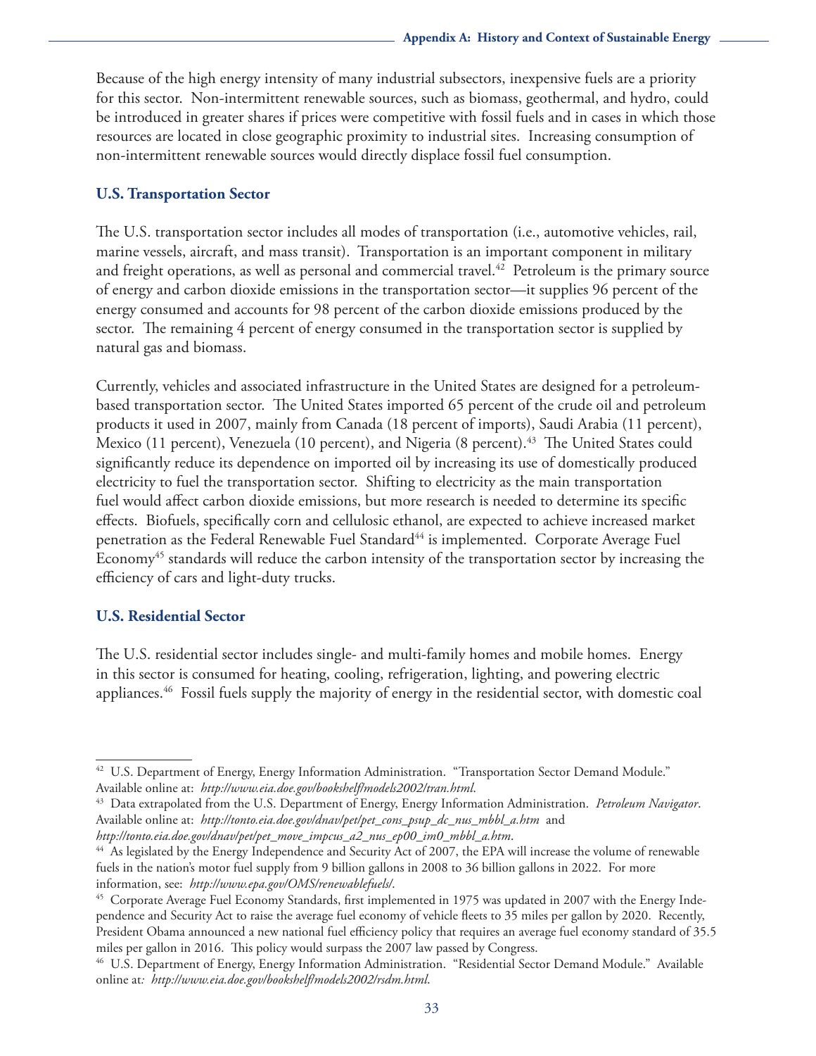Because of the high energy intensity of many industrial subsectors, inexpensive fuels are a priority for this sector. Non-intermittent renewable sources, such as biomass, geothermal, and hydro, could be introduced in greater shares if prices were competitive with fossil fuels and in cases in which those resources are located in close geographic proximity to industrial sites. Increasing consumption of non-intermittent renewable sources would directly displace fossil fuel consumption.

### U.S. Transportation Sector

The U.S. transportation sector includes all modes of transportation (i.e., automotive vehicles, rail, marine vessels, aircraft, and mass transit). Transportation is an important component in military and freight operations, as well as personal and commercial travel.[42] Petroleum is the primary source of energy and carbon dioxide emissions in the transportation sector—it supplies 96 percent of the energy consumed and accounts for 98 percent of the carbon dioxide emissions produced by the sector. The remaining 4 percent of energy consumed in the transportation sector is supplied by natural gas and biomass.

Currently, vehicles and associated infrastructure in the United States are designed for a petroleum-based transportation sector. The United States imported 65 percent of the crude oil and petroleum products it used in 2007, mainly from Canada (18 percent of imports), Saudi Arabia (11 percent), Mexico (11 percent), Venezuela (10 percent), and Nigeria (8 percent).[43] The United States could significantly reduce its dependence on imported oil by increasing its use of domestically produced electricity to fuel the transportation sector. Shifting to electricity as the main transportation fuel would affect carbon dioxide emissions, but more research is needed to determine its specific effects. Biofuels, specifically corn and cellulosic ethanol, are expected to achieve increased market penetration as the Federal Renewable Fuel Standard[44] is implemented. Corporate Average Fuel Economy[45] standards will reduce the carbon intensity of the transportation sector by increasing the efficiency of cars and light-duty trucks.

### U.S. Residential Sector

The U.S. residential sector includes single- and multi-family homes and mobile homes. Energy in this sector is consumed for heating, cooling, refrigeration, lighting, and powering electric appliances.[46] Fossil fuels supply the majority of energy in the residential sector, with domestic coal

---

[42] U.S. Department of Energy, Energy Information Administration. "Transportation Sector Demand Module." Available online at: *http://www.eia.doe.gov/bookshelf/models2002/tran.html*.

[43] Data extrapolated from the U.S. Department of Energy, Energy Information Administration. *Petroleum Navigator*. Available online at: *http://tonto.eia.doe.gov/dnav/pet/pet_cons_psup_dc_nus_mbbl_a.htm* and *http://tonto.eia.doe.gov/dnav/pet/pet_move_impcus_a2_nus_ep00_im0_mbbl_a.htm*.

[44] As legislated by the Energy Independence and Security Act of 2007, the EPA will increase the volume of renewable fuels in the nation's motor fuel supply from 9 billion gallons in 2008 to 36 billion gallons in 2022. For more information, see: *http://www.epa.gov/OMS/renewablefuels/*.

[45] Corporate Average Fuel Economy Standards, first implemented in 1975 was updated in 2007 with the Energy Independence and Security Act to raise the average fuel economy of vehicle fleets to 35 miles per gallon by 2020. Recently, President Obama announced a new national fuel efficiency policy that requires an average fuel economy standard of 35.5 miles per gallon in 2016. This policy would surpass the 2007 law passed by Congress.

[46] U.S. Department of Energy, Energy Information Administration. "Residential Sector Demand Module." Available online at: *http://www.eia.doe.gov/bookshelf/models2002/rsdm.html*.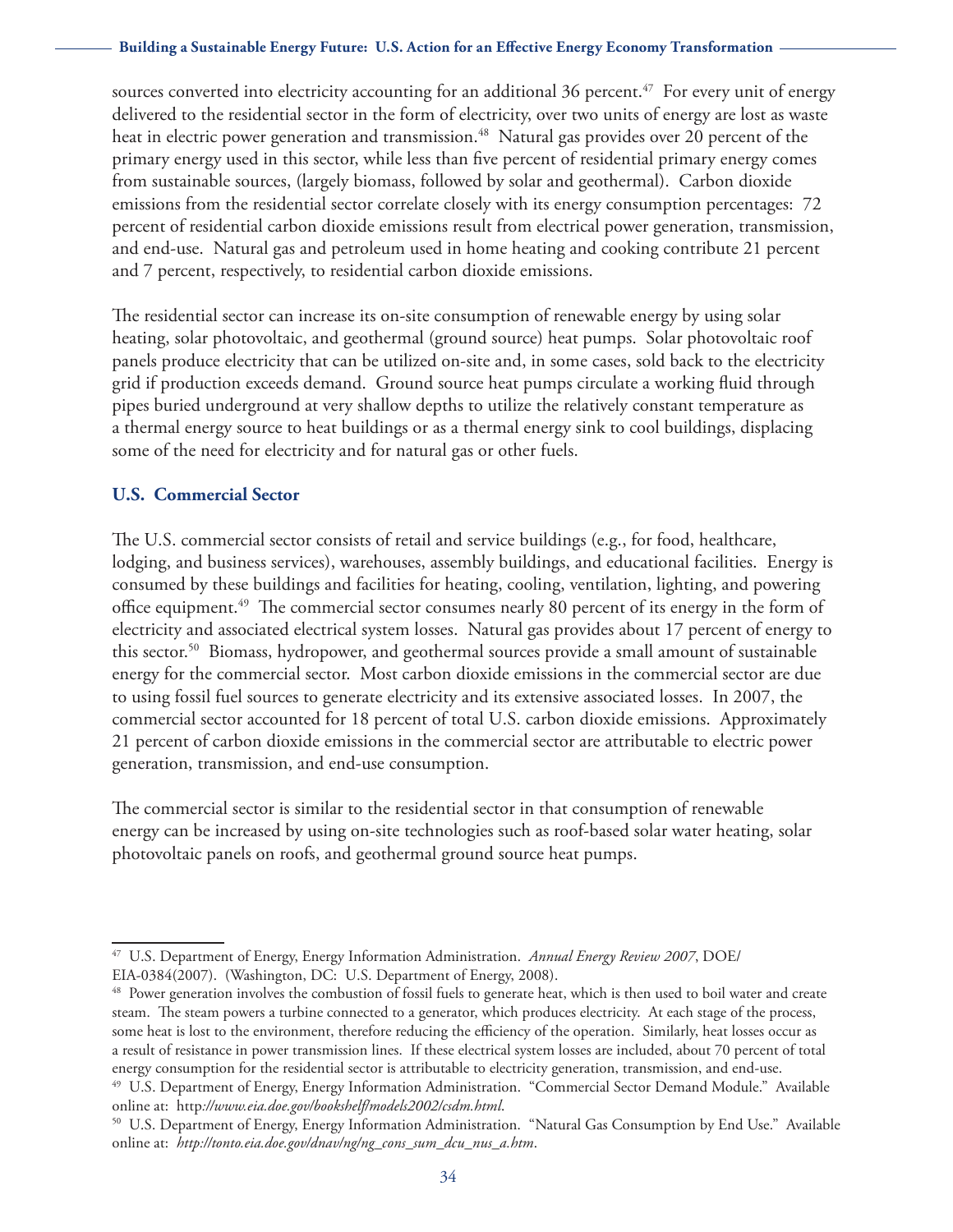sources converted into electricity accounting for an additional 36 percent.[47] For every unit of energy delivered to the residential sector in the form of electricity, over two units of energy are lost as waste heat in electric power generation and transmission.[48] Natural gas provides over 20 percent of the primary energy used in this sector, while less than five percent of residential primary energy comes from sustainable sources, (largely biomass, followed by solar and geothermal). Carbon dioxide emissions from the residential sector correlate closely with its energy consumption percentages: 72 percent of residential carbon dioxide emissions result from electrical power generation, transmission, and end-use. Natural gas and petroleum used in home heating and cooking contribute 21 percent and 7 percent, respectively, to residential carbon dioxide emissions.

The residential sector can increase its on-site consumption of renewable energy by using solar heating, solar photovoltaic, and geothermal (ground source) heat pumps. Solar photovoltaic roof panels produce electricity that can be utilized on-site and, in some cases, sold back to the electricity grid if production exceeds demand. Ground source heat pumps circulate a working fluid through pipes buried underground at very shallow depths to utilize the relatively constant temperature as a thermal energy source to heat buildings or as a thermal energy sink to cool buildings, displacing some of the need for electricity and for natural gas or other fuels.

### U.S. Commercial Sector

The U.S. commercial sector consists of retail and service buildings (e.g., for food, healthcare, lodging, and business services), warehouses, assembly buildings, and educational facilities. Energy is consumed by these buildings and facilities for heating, cooling, ventilation, lighting, and powering office equipment.[49] The commercial sector consumes nearly 80 percent of its energy in the form of electricity and associated electrical system losses. Natural gas provides about 17 percent of energy to this sector.[50] Biomass, hydropower, and geothermal sources provide a small amount of sustainable energy for the commercial sector. Most carbon dioxide emissions in the commercial sector are due to using fossil fuel sources to generate electricity and its extensive associated losses. In 2007, the commercial sector accounted for 18 percent of total U.S. carbon dioxide emissions. Approximately 21 percent of carbon dioxide emissions in the commercial sector are attributable to electric power generation, transmission, and end-use consumption.

The commercial sector is similar to the residential sector in that consumption of renewable energy can be increased by using on-site technologies such as roof-based solar water heating, solar photovoltaic panels on roofs, and geothermal ground source heat pumps.

---

[47] U.S. Department of Energy, Energy Information Administration. *Annual Energy Review 2007*, DOE/EIA-0384(2007). (Washington, DC: U.S. Department of Energy, 2008).

[48] Power generation involves the combustion of fossil fuels to generate heat, which is then used to boil water and create steam. The steam powers a turbine connected to a generator, which produces electricity. At each stage of the process, some heat is lost to the environment, therefore reducing the efficiency of the operation. Similarly, heat losses occur as a result of resistance in power transmission lines. If these electrical system losses are included, about 70 percent of total energy consumption for the residential sector is attributable to electricity generation, transmission, and end-use.

[49] U.S. Department of Energy, Energy Information Administration. "Commercial Sector Demand Module." Available online at: http*://www.eia.doe.gov/bookshelf/models2002/csdm.html*.

[50] U.S. Department of Energy, Energy Information Administration. "Natural Gas Consumption by End Use." Available online at: *http://tonto.eia.doe.gov/dnav/ng/ng_cons_sum_dcu_nus_a.htm*.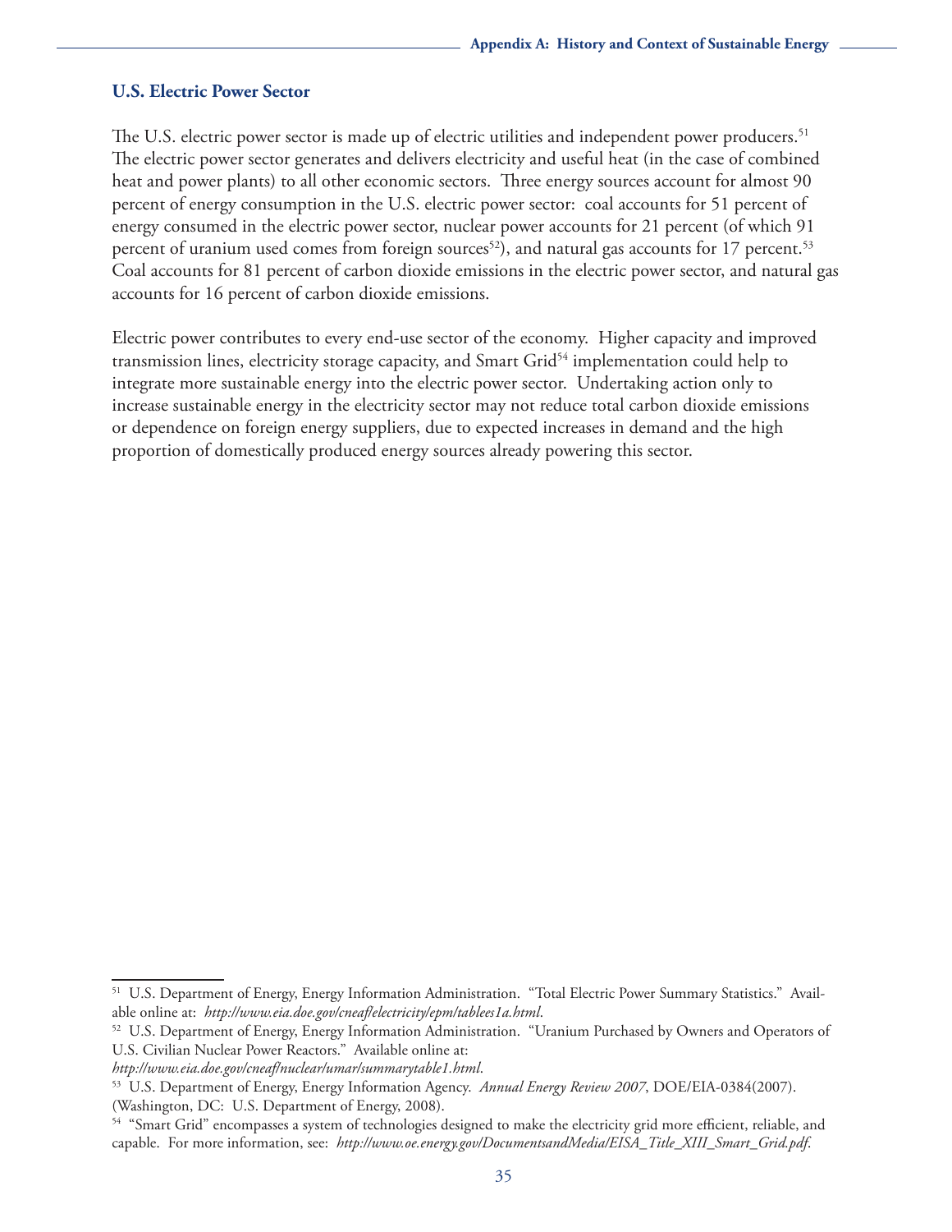## U.S. Electric Power Sector

The U.S. electric power sector is made up of electric utilities and independent power producers.[51] The electric power sector generates and delivers electricity and useful heat (in the case of combined heat and power plants) to all other economic sectors. Three energy sources account for almost 90 percent of energy consumption in the U.S. electric power sector: coal accounts for 51 percent of energy consumed in the electric power sector, nuclear power accounts for 21 percent (of which 91 percent of uranium used comes from foreign sources[52]), and natural gas accounts for 17 percent.[53] Coal accounts for 81 percent of carbon dioxide emissions in the electric power sector, and natural gas accounts for 16 percent of carbon dioxide emissions.

Electric power contributes to every end-use sector of the economy. Higher capacity and improved transmission lines, electricity storage capacity, and Smart Grid[54] implementation could help to integrate more sustainable energy into the electric power sector. Undertaking action only to increase sustainable energy in the electricity sector may not reduce total carbon dioxide emissions or dependence on foreign energy suppliers, due to expected increases in demand and the high proportion of domestically produced energy sources already powering this sector.

---

[51] U.S. Department of Energy, Energy Information Administration. "Total Electric Power Summary Statistics." Available online at: *http://www.eia.doe.gov/cneaf/electricity/epm/tablees1a.html*.

[52] U.S. Department of Energy, Energy Information Administration. "Uranium Purchased by Owners and Operators of U.S. Civilian Nuclear Power Reactors." Available online at: *http://www.eia.doe.gov/cneaf/nuclear/umar/summarytable1.html*.

[53] U.S. Department of Energy, Energy Information Agency. *Annual Energy Review 2007*, DOE/EIA-0384(2007). (Washington, DC: U.S. Department of Energy, 2008).

[54] "Smart Grid" encompasses a system of technologies designed to make the electricity grid more efficient, reliable, and capable. For more information, see: *http://www.oe.energy.gov/DocumentsandMedia/EISA_Title_XIII_Smart_Grid.pdf*.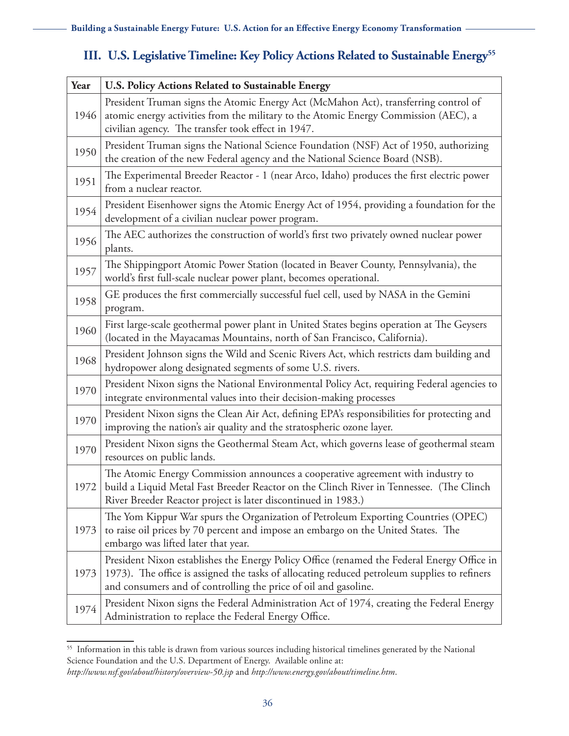## III. U.S. Legislative Timeline: Key Policy Actions Related to Sustainable Energy[55]

| Year | U.S. Policy Actions Related to Sustainable Energy |
| --- | --- |
| 1946 | President Truman signs the Atomic Energy Act (McMahon Act), transferring control of atomic energy activities from the military to the Atomic Energy Commission (AEC), a civilian agency. The transfer took effect in 1947. |
| 1950 | President Truman signs the National Science Foundation (NSF) Act of 1950, authorizing the creation of the new Federal agency and the National Science Board (NSB). |
| 1951 | The Experimental Breeder Reactor - 1 (near Arco, Idaho) produces the first electric power from a nuclear reactor. |
| 1954 | President Eisenhower signs the Atomic Energy Act of 1954, providing a foundation for the development of a civilian nuclear power program. |
| 1956 | The AEC authorizes the construction of world's first two privately owned nuclear power plants. |
| 1957 | The Shippingport Atomic Power Station (located in Beaver County, Pennsylvania), the world's first full-scale nuclear power plant, becomes operational. |
| 1958 | GE produces the first commercially successful fuel cell, used by NASA in the Gemini program. |
| 1960 | First large-scale geothermal power plant in United States begins operation at The Geysers (located in the Mayacamas Mountains, north of San Francisco, California). |
| 1968 | President Johnson signs the Wild and Scenic Rivers Act, which restricts dam building and hydropower along designated segments of some U.S. rivers. |
| 1970 | President Nixon signs the National Environmental Policy Act, requiring Federal agencies to integrate environmental values into their decision-making processes |
| 1970 | President Nixon signs the Clean Air Act, defining EPA's responsibilities for protecting and improving the nation's air quality and the stratospheric ozone layer. |
| 1970 | President Nixon signs the Geothermal Steam Act, which governs lease of geothermal steam resources on public lands. |
| 1972 | The Atomic Energy Commission announces a cooperative agreement with industry to build a Liquid Metal Fast Breeder Reactor on the Clinch River in Tennessee. (The Clinch River Breeder Reactor project is later discontinued in 1983.) |
| 1973 | The Yom Kippur War spurs the Organization of Petroleum Exporting Countries (OPEC) to raise oil prices by 70 percent and impose an embargo on the United States. The embargo was lifted later that year. |
| 1973 | President Nixon establishes the Energy Policy Office (renamed the Federal Energy Office in 1973). The office is assigned the tasks of allocating reduced petroleum supplies to refiners and consumers and of controlling the price of oil and gasoline. |
| 1974 | President Nixon signs the Federal Administration Act of 1974, creating the Federal Energy Administration to replace the Federal Energy Office. |

[55] Information in this table is drawn from various sources including historical timelines generated by the National Science Foundation and the U.S. Department of Energy. Available online at: *http://www.nsf.gov/about/history/overview-50.jsp* and *http://www.energy.gov/about/timeline.htm*.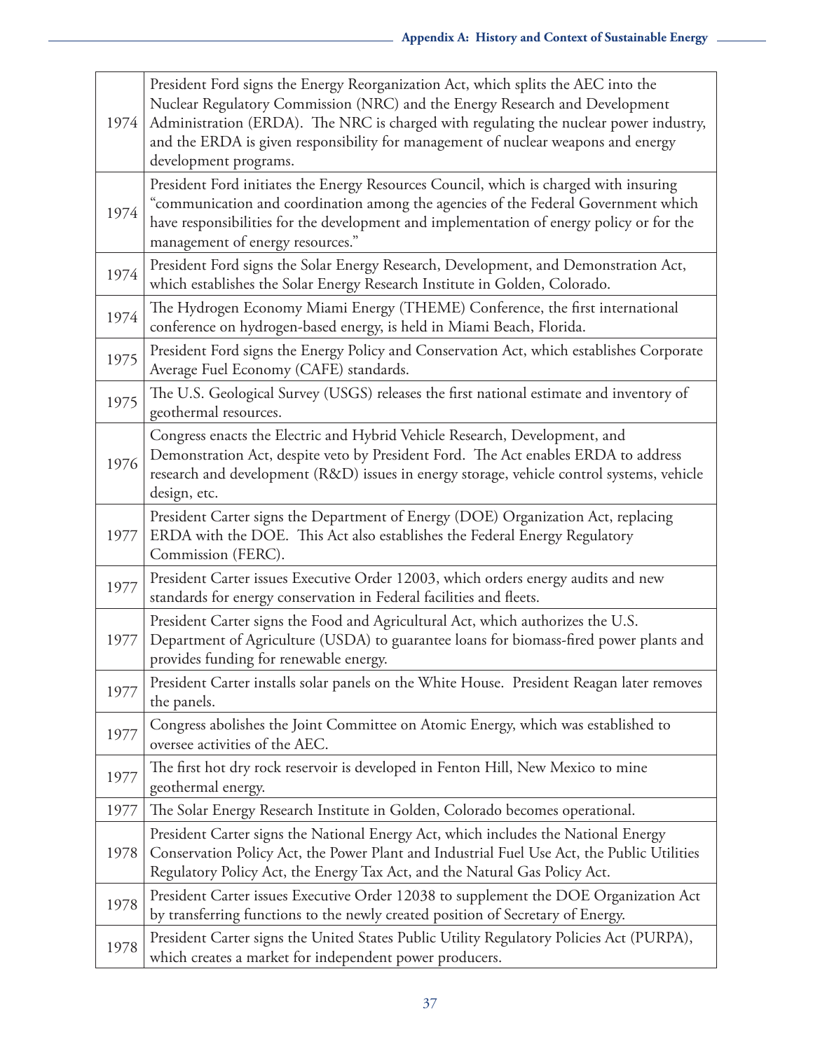| | |
|---|---|
| 1974 | President Ford signs the Energy Reorganization Act, which splits the AEC into the Nuclear Regulatory Commission (NRC) and the Energy Research and Development Administration (ERDA). The NRC is charged with regulating the nuclear power industry, and the ERDA is given responsibility for management of nuclear weapons and energy development programs. |
| 1974 | President Ford initiates the Energy Resources Council, which is charged with insuring "communication and coordination among the agencies of the Federal Government which have responsibilities for the development and implementation of energy policy or for the management of energy resources." |
| 1974 | President Ford signs the Solar Energy Research, Development, and Demonstration Act, which establishes the Solar Energy Research Institute in Golden, Colorado. |
| 1974 | The Hydrogen Economy Miami Energy (THEME) Conference, the first international conference on hydrogen-based energy, is held in Miami Beach, Florida. |
| 1975 | President Ford signs the Energy Policy and Conservation Act, which establishes Corporate Average Fuel Economy (CAFE) standards. |
| 1975 | The U.S. Geological Survey (USGS) releases the first national estimate and inventory of geothermal resources. |
| 1976 | Congress enacts the Electric and Hybrid Vehicle Research, Development, and Demonstration Act, despite veto by President Ford. The Act enables ERDA to address research and development (R&D) issues in energy storage, vehicle control systems, vehicle design, etc. |
| 1977 | President Carter signs the Department of Energy (DOE) Organization Act, replacing ERDA with the DOE. This Act also establishes the Federal Energy Regulatory Commission (FERC). |
| 1977 | President Carter issues Executive Order 12003, which orders energy audits and new standards for energy conservation in Federal facilities and fleets. |
| 1977 | President Carter signs the Food and Agricultural Act, which authorizes the U.S. Department of Agriculture (USDA) to guarantee loans for biomass-fired power plants and provides funding for renewable energy. |
| 1977 | President Carter installs solar panels on the White House. President Reagan later removes the panels. |
| 1977 | Congress abolishes the Joint Committee on Atomic Energy, which was established to oversee activities of the AEC. |
| 1977 | The first hot dry rock reservoir is developed in Fenton Hill, New Mexico to mine geothermal energy. |
| 1977 | The Solar Energy Research Institute in Golden, Colorado becomes operational. |
| 1978 | President Carter signs the National Energy Act, which includes the National Energy Conservation Policy Act, the Power Plant and Industrial Fuel Use Act, the Public Utilities Regulatory Policy Act, the Energy Tax Act, and the Natural Gas Policy Act. |
| 1978 | President Carter issues Executive Order 12038 to supplement the DOE Organization Act by transferring functions to the newly created position of Secretary of Energy. |
| 1978 | President Carter signs the United States Public Utility Regulatory Policies Act (PURPA), which creates a market for independent power producers. |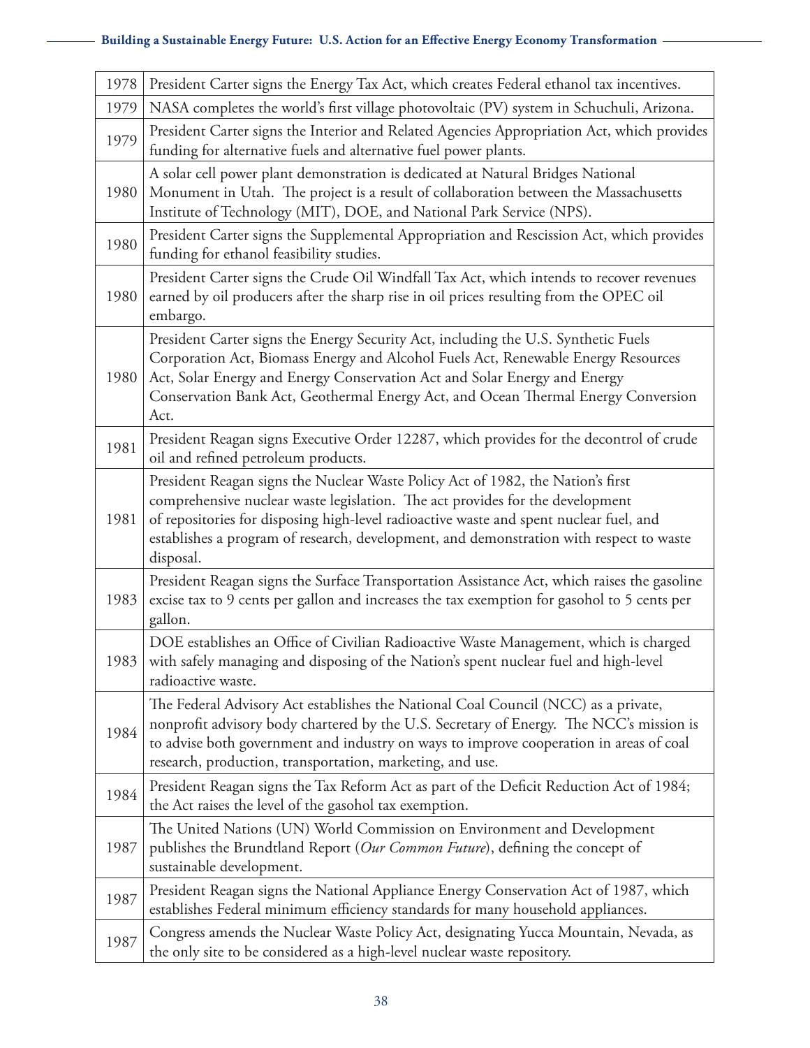| | |
|---|---|
| 1978 | President Carter signs the Energy Tax Act, which creates Federal ethanol tax incentives. |
| 1979 | NASA completes the world's first village photovoltaic (PV) system in Schuchuli, Arizona. |
| 1979 | President Carter signs the Interior and Related Agencies Appropriation Act, which provides funding for alternative fuels and alternative fuel power plants. |
| 1980 | A solar cell power plant demonstration is dedicated at Natural Bridges National Monument in Utah. The project is a result of collaboration between the Massachusetts Institute of Technology (MIT), DOE, and National Park Service (NPS). |
| 1980 | President Carter signs the Supplemental Appropriation and Rescission Act, which provides funding for ethanol feasibility studies. |
| 1980 | President Carter signs the Crude Oil Windfall Tax Act, which intends to recover revenues earned by oil producers after the sharp rise in oil prices resulting from the OPEC oil embargo. |
| 1980 | President Carter signs the Energy Security Act, including the U.S. Synthetic Fuels Corporation Act, Biomass Energy and Alcohol Fuels Act, Renewable Energy Resources Act, Solar Energy and Energy Conservation Act and Solar Energy and Energy Conservation Bank Act, Geothermal Energy Act, and Ocean Thermal Energy Conversion Act. |
| 1981 | President Reagan signs Executive Order 12287, which provides for the decontrol of crude oil and refined petroleum products. |
| 1981 | President Reagan signs the Nuclear Waste Policy Act of 1982, the Nation's first comprehensive nuclear waste legislation. The act provides for the development of repositories for disposing high-level radioactive waste and spent nuclear fuel, and establishes a program of research, development, and demonstration with respect to waste disposal. |
| 1983 | President Reagan signs the Surface Transportation Assistance Act, which raises the gasoline excise tax to 9 cents per gallon and increases the tax exemption for gasohol to 5 cents per gallon. |
| 1983 | DOE establishes an Office of Civilian Radioactive Waste Management, which is charged with safely managing and disposing of the Nation's spent nuclear fuel and high-level radioactive waste. |
| 1984 | The Federal Advisory Act establishes the National Coal Council (NCC) as a private, nonprofit advisory body chartered by the U.S. Secretary of Energy. The NCC's mission is to advise both government and industry on ways to improve cooperation in areas of coal research, production, transportation, marketing, and use. |
| 1984 | President Reagan signs the Tax Reform Act as part of the Deficit Reduction Act of 1984; the Act raises the level of the gasohol tax exemption. |
| 1987 | The United Nations (UN) World Commission on Environment and Development publishes the Brundtland Report (*Our Common Future*), defining the concept of sustainable development. |
| 1987 | President Reagan signs the National Appliance Energy Conservation Act of 1987, which establishes Federal minimum efficiency standards for many household appliances. |
| 1987 | Congress amends the Nuclear Waste Policy Act, designating Yucca Mountain, Nevada, as the only site to be considered as a high-level nuclear waste repository. |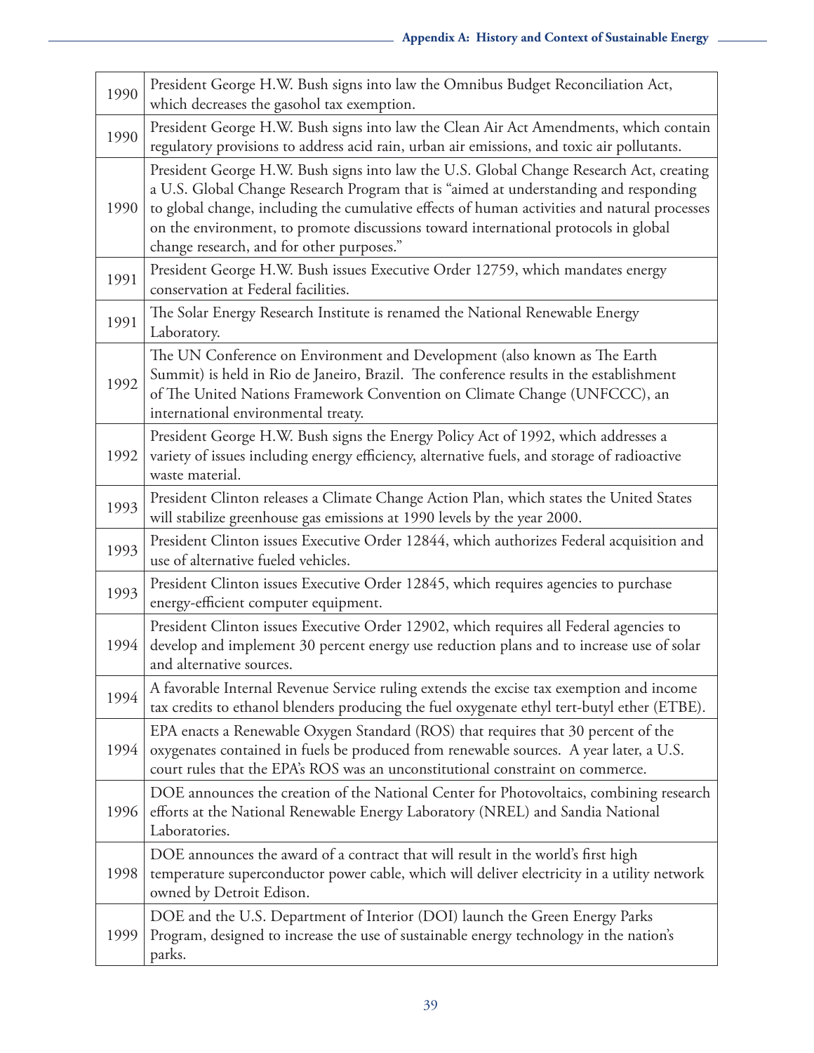| | |
|---|---|
| 1990 | President George H.W. Bush signs into law the Omnibus Budget Reconciliation Act, which decreases the gasohol tax exemption. |
| 1990 | President George H.W. Bush signs into law the Clean Air Act Amendments, which contain regulatory provisions to address acid rain, urban air emissions, and toxic air pollutants. |
| 1990 | President George H.W. Bush signs into law the U.S. Global Change Research Act, creating a U.S. Global Change Research Program that is "aimed at understanding and responding to global change, including the cumulative effects of human activities and natural processes on the environment, to promote discussions toward international protocols in global change research, and for other purposes." |
| 1991 | President George H.W. Bush issues Executive Order 12759, which mandates energy conservation at Federal facilities. |
| 1991 | The Solar Energy Research Institute is renamed the National Renewable Energy Laboratory. |
| 1992 | The UN Conference on Environment and Development (also known as The Earth Summit) is held in Rio de Janeiro, Brazil. The conference results in the establishment of The United Nations Framework Convention on Climate Change (UNFCCC), an international environmental treaty. |
| 1992 | President George H.W. Bush signs the Energy Policy Act of 1992, which addresses a variety of issues including energy efficiency, alternative fuels, and storage of radioactive waste material. |
| 1993 | President Clinton releases a Climate Change Action Plan, which states the United States will stabilize greenhouse gas emissions at 1990 levels by the year 2000. |
| 1993 | President Clinton issues Executive Order 12844, which authorizes Federal acquisition and use of alternative fueled vehicles. |
| 1993 | President Clinton issues Executive Order 12845, which requires agencies to purchase energy-efficient computer equipment. |
| 1994 | President Clinton issues Executive Order 12902, which requires all Federal agencies to develop and implement 30 percent energy use reduction plans and to increase use of solar and alternative sources. |
| 1994 | A favorable Internal Revenue Service ruling extends the excise tax exemption and income tax credits to ethanol blenders producing the fuel oxygenate ethyl tert-butyl ether (ETBE). |
| 1994 | EPA enacts a Renewable Oxygen Standard (ROS) that requires that 30 percent of the oxygenates contained in fuels be produced from renewable sources. A year later, a U.S. court rules that the EPA's ROS was an unconstitutional constraint on commerce. |
| 1996 | DOE announces the creation of the National Center for Photovoltaics, combining research efforts at the National Renewable Energy Laboratory (NREL) and Sandia National Laboratories. |
| 1998 | DOE announces the award of a contract that will result in the world's first high temperature superconductor power cable, which will deliver electricity in a utility network owned by Detroit Edison. |
| 1999 | DOE and the U.S. Department of Interior (DOI) launch the Green Energy Parks Program, designed to increase the use of sustainable energy technology in the nation's parks. |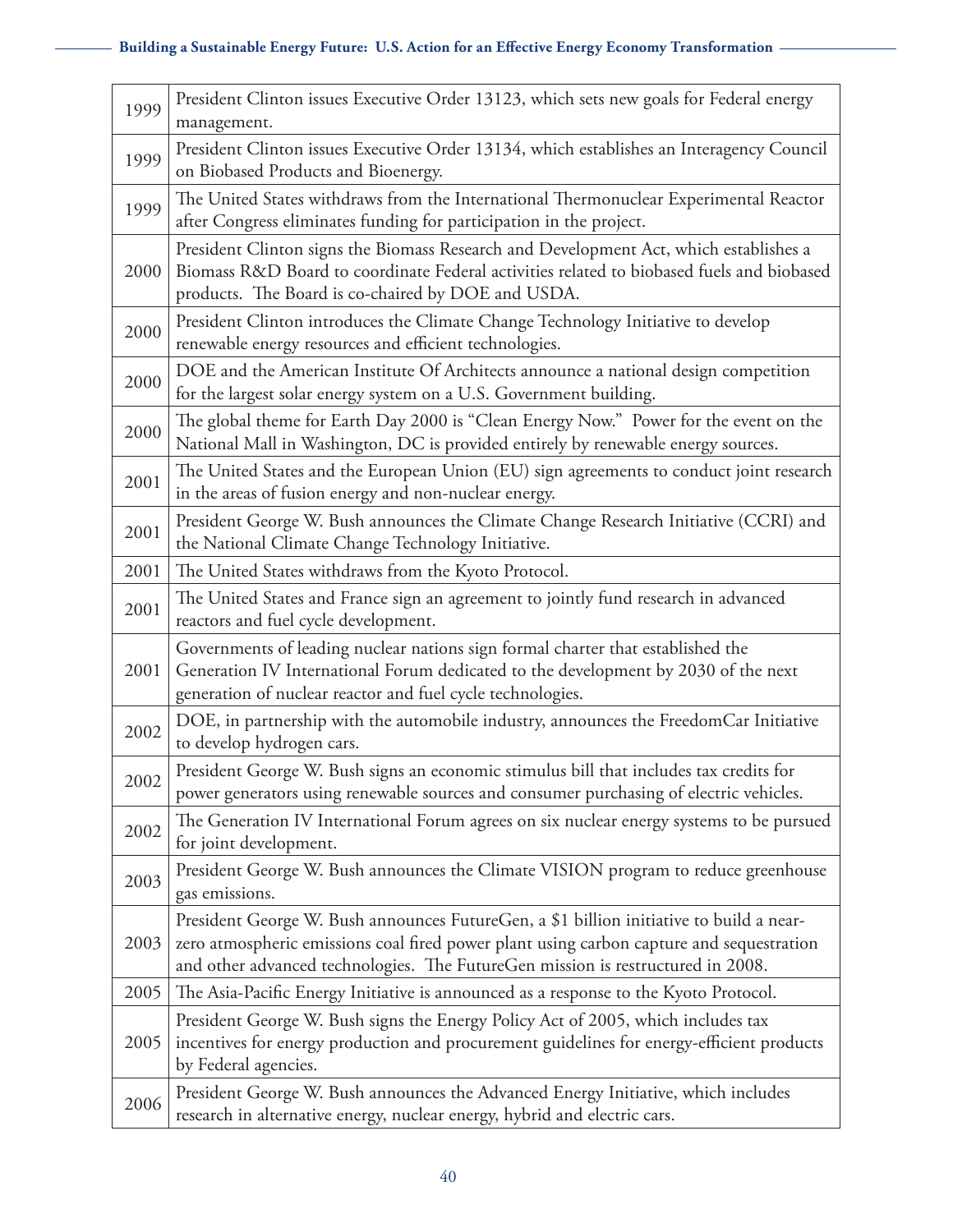| | |
|---|---|
| 1999 | President Clinton issues Executive Order 13123, which sets new goals for Federal energy management. |
| 1999 | President Clinton issues Executive Order 13134, which establishes an Interagency Council on Biobased Products and Bioenergy. |
| 1999 | The United States withdraws from the International Thermonuclear Experimental Reactor after Congress eliminates funding for participation in the project. |
| 2000 | President Clinton signs the Biomass Research and Development Act, which establishes a Biomass R&D Board to coordinate Federal activities related to biobased fuels and biobased products. The Board is co-chaired by DOE and USDA. |
| 2000 | President Clinton introduces the Climate Change Technology Initiative to develop renewable energy resources and efficient technologies. |
| 2000 | DOE and the American Institute Of Architects announce a national design competition for the largest solar energy system on a U.S. Government building. |
| 2000 | The global theme for Earth Day 2000 is "Clean Energy Now." Power for the event on the National Mall in Washington, DC is provided entirely by renewable energy sources. |
| 2001 | The United States and the European Union (EU) sign agreements to conduct joint research in the areas of fusion energy and non-nuclear energy. |
| 2001 | President George W. Bush announces the Climate Change Research Initiative (CCRI) and the National Climate Change Technology Initiative. |
| 2001 | The United States withdraws from the Kyoto Protocol. |
| 2001 | The United States and France sign an agreement to jointly fund research in advanced reactors and fuel cycle development. |
| 2001 | Governments of leading nuclear nations sign formal charter that established the Generation IV International Forum dedicated to the development by 2030 of the next generation of nuclear reactor and fuel cycle technologies. |
| 2002 | DOE, in partnership with the automobile industry, announces the FreedomCar Initiative to develop hydrogen cars. |
| 2002 | President George W. Bush signs an economic stimulus bill that includes tax credits for power generators using renewable sources and consumer purchasing of electric vehicles. |
| 2002 | The Generation IV International Forum agrees on six nuclear energy systems to be pursued for joint development. |
| 2003 | President George W. Bush announces the Climate VISION program to reduce greenhouse gas emissions. |
| 2003 | President George W. Bush announces FutureGen, a $1 billion initiative to build a near-zero atmospheric emissions coal fired power plant using carbon capture and sequestration and other advanced technologies. The FutureGen mission is restructured in 2008. |
| 2005 | The Asia-Pacific Energy Initiative is announced as a response to the Kyoto Protocol. |
| 2005 | President George W. Bush signs the Energy Policy Act of 2005, which includes tax incentives for energy production and procurement guidelines for energy-efficient products by Federal agencies. |
| 2006 | President George W. Bush announces the Advanced Energy Initiative, which includes research in alternative energy, nuclear energy, hybrid and electric cars. |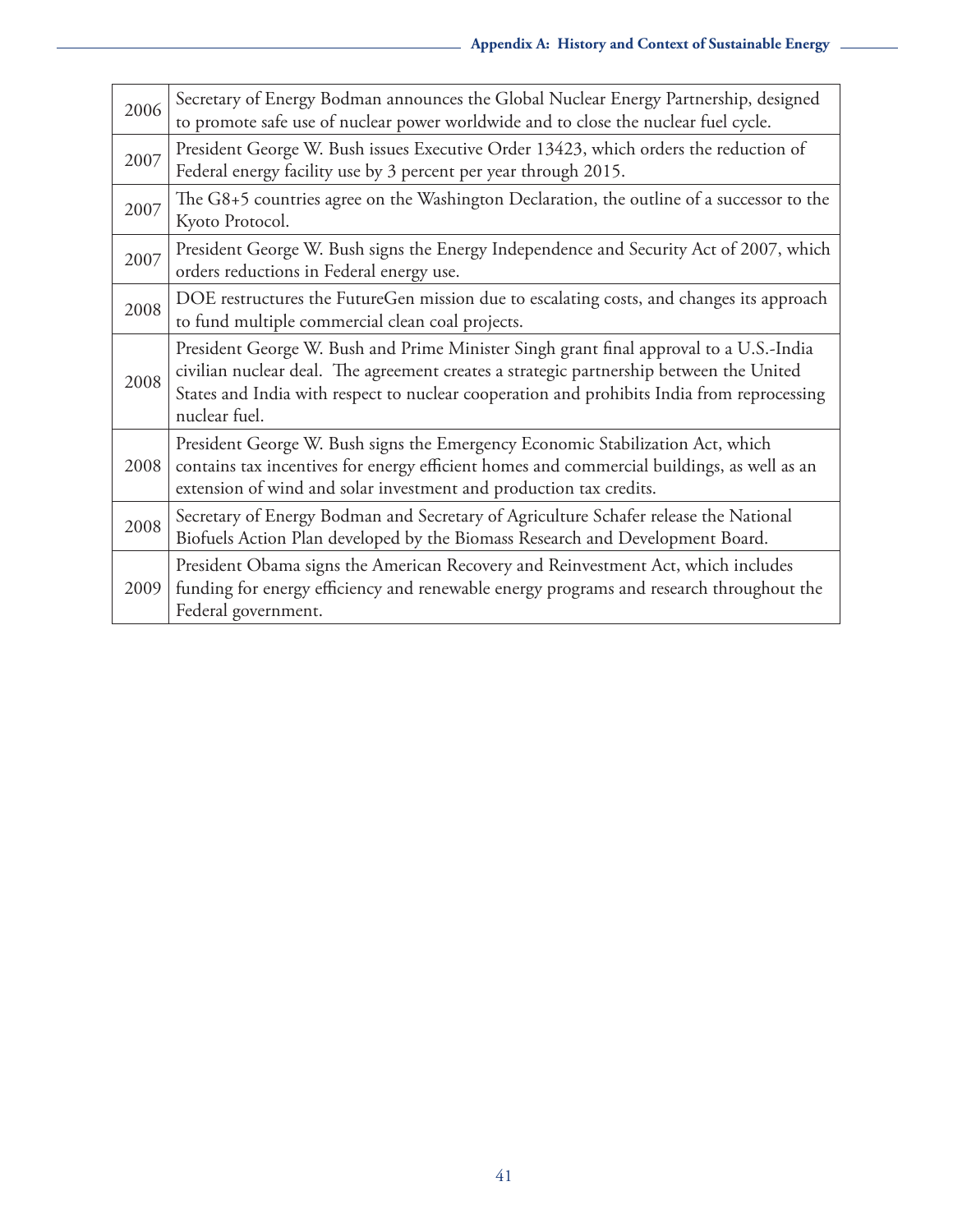| | |
|---|---|
| 2006 | Secretary of Energy Bodman announces the Global Nuclear Energy Partnership, designed to promote safe use of nuclear power worldwide and to close the nuclear fuel cycle. |
| 2007 | President George W. Bush issues Executive Order 13423, which orders the reduction of Federal energy facility use by 3 percent per year through 2015. |
| 2007 | The G8+5 countries agree on the Washington Declaration, the outline of a successor to the Kyoto Protocol. |
| 2007 | President George W. Bush signs the Energy Independence and Security Act of 2007, which orders reductions in Federal energy use. |
| 2008 | DOE restructures the FutureGen mission due to escalating costs, and changes its approach to fund multiple commercial clean coal projects. |
| 2008 | President George W. Bush and Prime Minister Singh grant final approval to a U.S.-India civilian nuclear deal. The agreement creates a strategic partnership between the United States and India with respect to nuclear cooperation and prohibits India from reprocessing nuclear fuel. |
| 2008 | President George W. Bush signs the Emergency Economic Stabilization Act, which contains tax incentives for energy efficient homes and commercial buildings, as well as an extension of wind and solar investment and production tax credits. |
| 2008 | Secretary of Energy Bodman and Secretary of Agriculture Schafer release the National Biofuels Action Plan developed by the Biomass Research and Development Board. |
| 2009 | President Obama signs the American Recovery and Reinvestment Act, which includes funding for energy efficiency and renewable energy programs and research throughout the Federal government. |